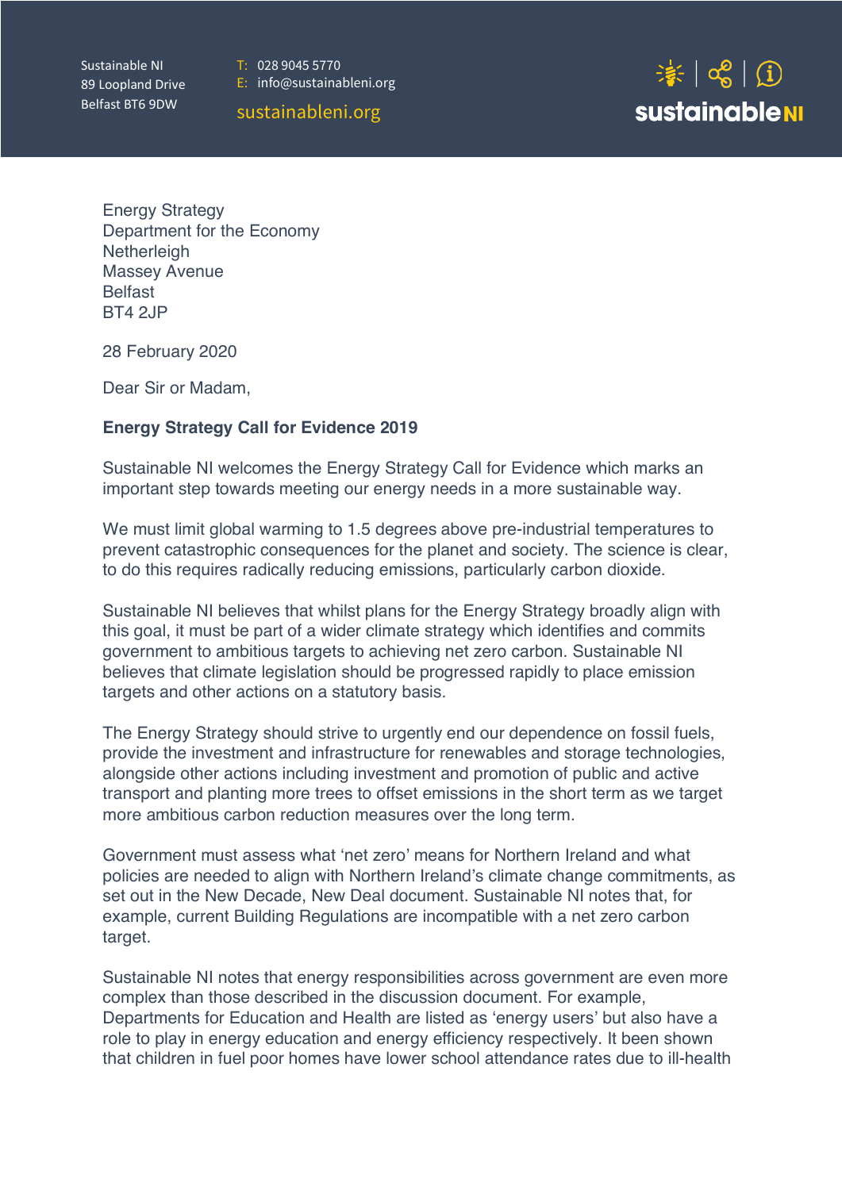Sustainable NI
89 Loopland Drive
Belfast BT6 9DW

T: 028 9045 5770
E: info@sustainableni.org
sustainableni.org

Energy Strategy
Department for the Economy
Netherleigh
Massey Avenue
Belfast
BT4 2JP

28 February 2020

Dear Sir or Madam,

**Energy Strategy Call for Evidence 2019**

Sustainable NI welcomes the Energy Strategy Call for Evidence which marks an important step towards meeting our energy needs in a more sustainable way.

We must limit global warming to 1.5 degrees above pre-industrial temperatures to prevent catastrophic consequences for the planet and society. The science is clear, to do this requires radically reducing emissions, particularly carbon dioxide.

Sustainable NI believes that whilst plans for the Energy Strategy broadly align with this goal, it must be part of a wider climate strategy which identifies and commits government to ambitious targets to achieving net zero carbon. Sustainable NI believes that climate legislation should be progressed rapidly to place emission targets and other actions on a statutory basis.

The Energy Strategy should strive to urgently end our dependence on fossil fuels, provide the investment and infrastructure for renewables and storage technologies, alongside other actions including investment and promotion of public and active transport and planting more trees to offset emissions in the short term as we target more ambitious carbon reduction measures over the long term.

Government must assess what ‘net zero’ means for Northern Ireland and what policies are needed to align with Northern Ireland’s climate change commitments, as set out in the New Decade, New Deal document. Sustainable NI notes that, for example, current Building Regulations are incompatible with a net zero carbon target.

Sustainable NI notes that energy responsibilities across government are even more complex than those described in the discussion document. For example, Departments for Education and Health are listed as ‘energy users’ but also have a role to play in energy education and energy efficiency respectively. It been shown that children in fuel poor homes have lower school attendance rates due to ill-health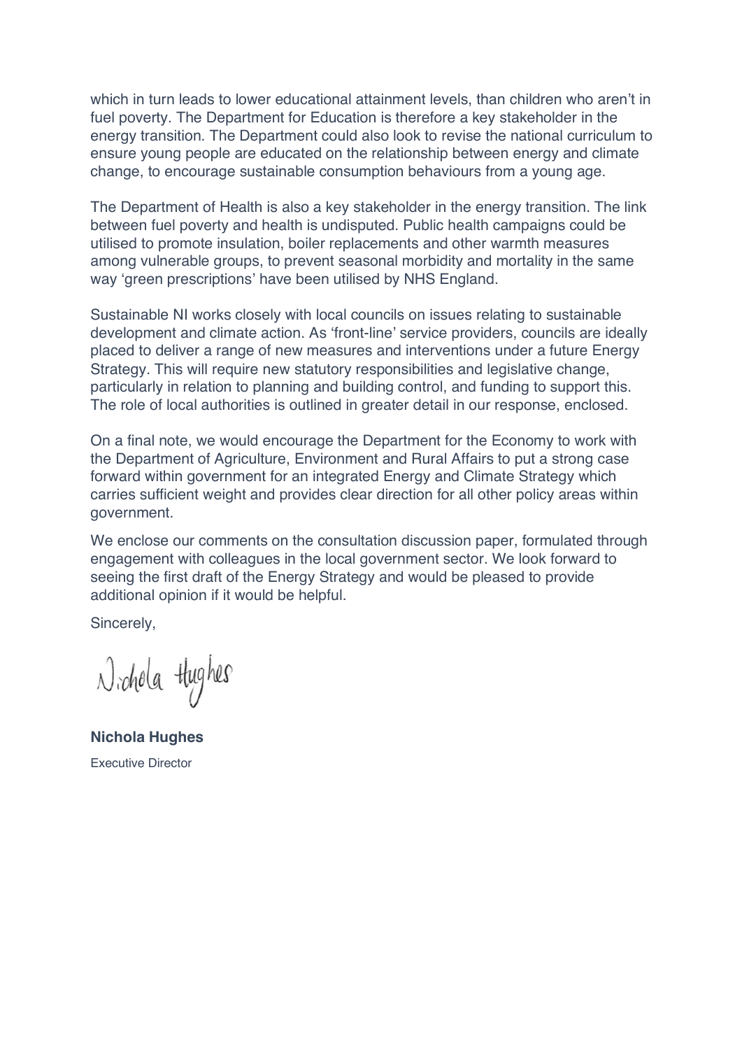which in turn leads to lower educational attainment levels, than children who aren't in fuel poverty. The Department for Education is therefore a key stakeholder in the energy transition. The Department could also look to revise the national curriculum to ensure young people are educated on the relationship between energy and climate change, to encourage sustainable consumption behaviours from a young age.

The Department of Health is also a key stakeholder in the energy transition. The link between fuel poverty and health is undisputed. Public health campaigns could be utilised to promote insulation, boiler replacements and other warmth measures among vulnerable groups, to prevent seasonal morbidity and mortality in the same way 'green prescriptions' have been utilised by NHS England.

Sustainable NI works closely with local councils on issues relating to sustainable development and climate action. As 'front-line' service providers, councils are ideally placed to deliver a range of new measures and interventions under a future Energy Strategy. This will require new statutory responsibilities and legislative change, particularly in relation to planning and building control, and funding to support this. The role of local authorities is outlined in greater detail in our response, enclosed.

On a final note, we would encourage the Department for the Economy to work with the Department of Agriculture, Environment and Rural Affairs to put a strong case forward within government for an integrated Energy and Climate Strategy which carries sufficient weight and provides clear direction for all other policy areas within government.

We enclose our comments on the consultation discussion paper, formulated through engagement with colleagues in the local government sector. We look forward to seeing the first draft of the Energy Strategy and would be pleased to provide additional opinion if it would be helpful.

Sincerely,

Nichola Hughes

**Nichola Hughes**

Executive Director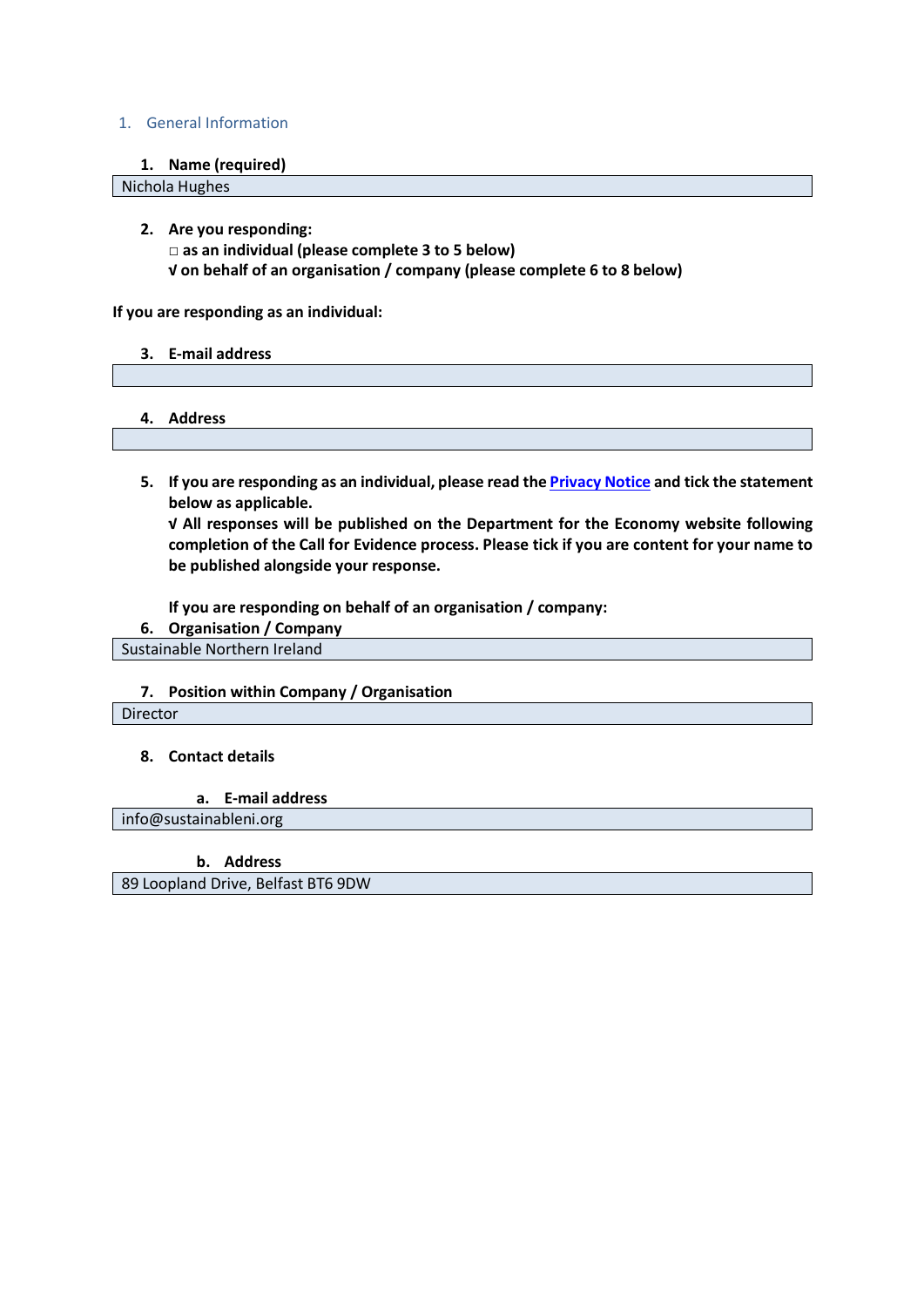## 1. General Information

**1. Name (required)**

Nichola Hughes

**2. Are you responding:**

□ **as an individual (please complete 3 to 5 below)**

√ **on behalf of an organisation / company (please complete 6 to 8 below)**

**If you are responding as an individual:**

**3. E-mail address**

**4. Address**

**5. If you are responding as an individual, please read the [Privacy Notice] and tick the statement below as applicable.**

√ **All responses will be published on the Department for the Economy website following completion of the Call for Evidence process. Please tick if you are content for your name to be published alongside your response.**

**If you are responding on behalf of an organisation / company:**

**6. Organisation / Company**

Sustainable Northern Ireland

**7. Position within Company / Organisation**

Director

**8. Contact details**

**a. E-mail address**

info@sustainableni.org

**b. Address**

89 Loopland Drive, Belfast BT6 9DW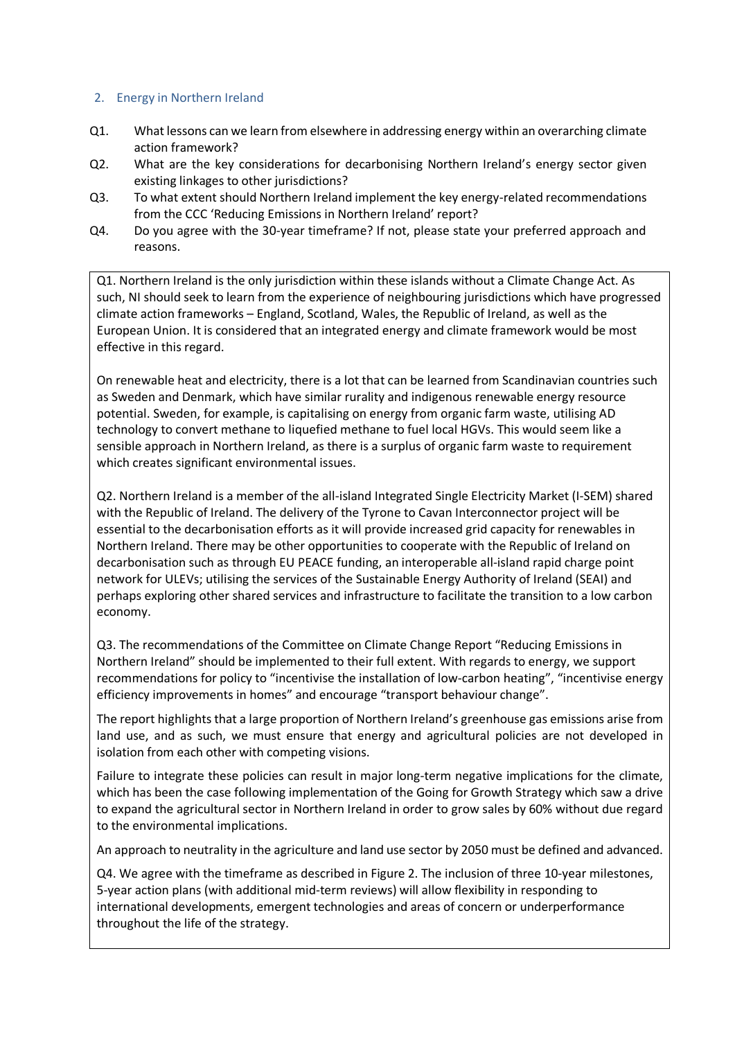## 2. Energy in Northern Ireland

Q1. What lessons can we learn from elsewhere in addressing energy within an overarching climate action framework?

Q2. What are the key considerations for decarbonising Northern Ireland's energy sector given existing linkages to other jurisdictions?

Q3. To what extent should Northern Ireland implement the key energy-related recommendations from the CCC 'Reducing Emissions in Northern Ireland' report?

Q4. Do you agree with the 30-year timeframe? If not, please state your preferred approach and reasons.

Q1. Northern Ireland is the only jurisdiction within these islands without a Climate Change Act. As such, NI should seek to learn from the experience of neighbouring jurisdictions which have progressed climate action frameworks – England, Scotland, Wales, the Republic of Ireland, as well as the European Union. It is considered that an integrated energy and climate framework would be most effective in this regard.

On renewable heat and electricity, there is a lot that can be learned from Scandinavian countries such as Sweden and Denmark, which have similar rurality and indigenous renewable energy resource potential. Sweden, for example, is capitalising on energy from organic farm waste, utilising AD technology to convert methane to liquefied methane to fuel local HGVs. This would seem like a sensible approach in Northern Ireland, as there is a surplus of organic farm waste to requirement which creates significant environmental issues.

Q2. Northern Ireland is a member of the all-island Integrated Single Electricity Market (I-SEM) shared with the Republic of Ireland. The delivery of the Tyrone to Cavan Interconnector project will be essential to the decarbonisation efforts as it will provide increased grid capacity for renewables in Northern Ireland. There may be other opportunities to cooperate with the Republic of Ireland on decarbonisation such as through EU PEACE funding, an interoperable all-island rapid charge point network for ULEVs; utilising the services of the Sustainable Energy Authority of Ireland (SEAI) and perhaps exploring other shared services and infrastructure to facilitate the transition to a low carbon economy.

Q3. The recommendations of the Committee on Climate Change Report "Reducing Emissions in Northern Ireland" should be implemented to their full extent. With regards to energy, we support recommendations for policy to "incentivise the installation of low-carbon heating", "incentivise energy efficiency improvements in homes" and encourage "transport behaviour change".

The report highlights that a large proportion of Northern Ireland's greenhouse gas emissions arise from land use, and as such, we must ensure that energy and agricultural policies are not developed in isolation from each other with competing visions.

Failure to integrate these policies can result in major long-term negative implications for the climate, which has been the case following implementation of the Going for Growth Strategy which saw a drive to expand the agricultural sector in Northern Ireland in order to grow sales by 60% without due regard to the environmental implications.

An approach to neutrality in the agriculture and land use sector by 2050 must be defined and advanced.

Q4. We agree with the timeframe as described in Figure 2. The inclusion of three 10-year milestones, 5-year action plans (with additional mid-term reviews) will allow flexibility in responding to international developments, emergent technologies and areas of concern or underperformance throughout the life of the strategy.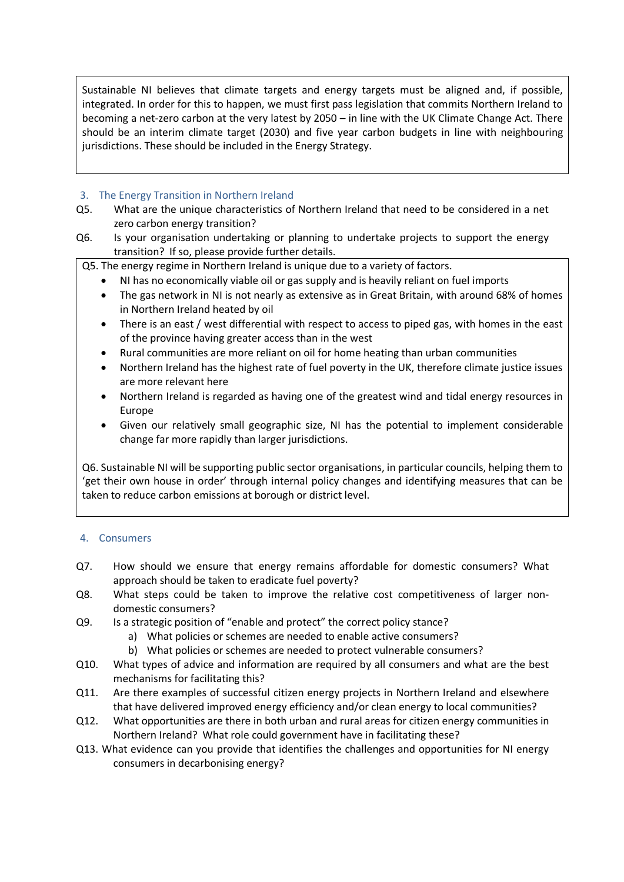Sustainable NI believes that climate targets and energy targets must be aligned and, if possible, integrated. In order for this to happen, we must first pass legislation that commits Northern Ireland to becoming a net-zero carbon at the very latest by 2050 – in line with the UK Climate Change Act. There should be an interim climate target (2030) and five year carbon budgets in line with neighbouring jurisdictions. These should be included in the Energy Strategy.

## 3. The Energy Transition in Northern Ireland

Q5. What are the unique characteristics of Northern Ireland that need to be considered in a net zero carbon energy transition?

Q6. Is your organisation undertaking or planning to undertake projects to support the energy transition? If so, please provide further details.

Q5. The energy regime in Northern Ireland is unique due to a variety of factors.

- NI has no economically viable oil or gas supply and is heavily reliant on fuel imports
- The gas network in NI is not nearly as extensive as in Great Britain, with around 68% of homes in Northern Ireland heated by oil
- There is an east / west differential with respect to access to piped gas, with homes in the east of the province having greater access than in the west
- Rural communities are more reliant on oil for home heating than urban communities
- Northern Ireland has the highest rate of fuel poverty in the UK, therefore climate justice issues are more relevant here
- Northern Ireland is regarded as having one of the greatest wind and tidal energy resources in Europe
- Given our relatively small geographic size, NI has the potential to implement considerable change far more rapidly than larger jurisdictions.

Q6. Sustainable NI will be supporting public sector organisations, in particular councils, helping them to 'get their own house in order' through internal policy changes and identifying measures that can be taken to reduce carbon emissions at borough or district level.

## 4. Consumers

Q7. How should we ensure that energy remains affordable for domestic consumers? What approach should be taken to eradicate fuel poverty?

Q8. What steps could be taken to improve the relative cost competitiveness of larger non-domestic consumers?

Q9. Is a strategic position of "enable and protect" the correct policy stance?

a) What policies or schemes are needed to enable active consumers?
b) What policies or schemes are needed to protect vulnerable consumers?

Q10. What types of advice and information are required by all consumers and what are the best mechanisms for facilitating this?

Q11. Are there examples of successful citizen energy projects in Northern Ireland and elsewhere that have delivered improved energy efficiency and/or clean energy to local communities?

Q12. What opportunities are there in both urban and rural areas for citizen energy communities in Northern Ireland? What role could government have in facilitating these?

Q13. What evidence can you provide that identifies the challenges and opportunities for NI energy consumers in decarbonising energy?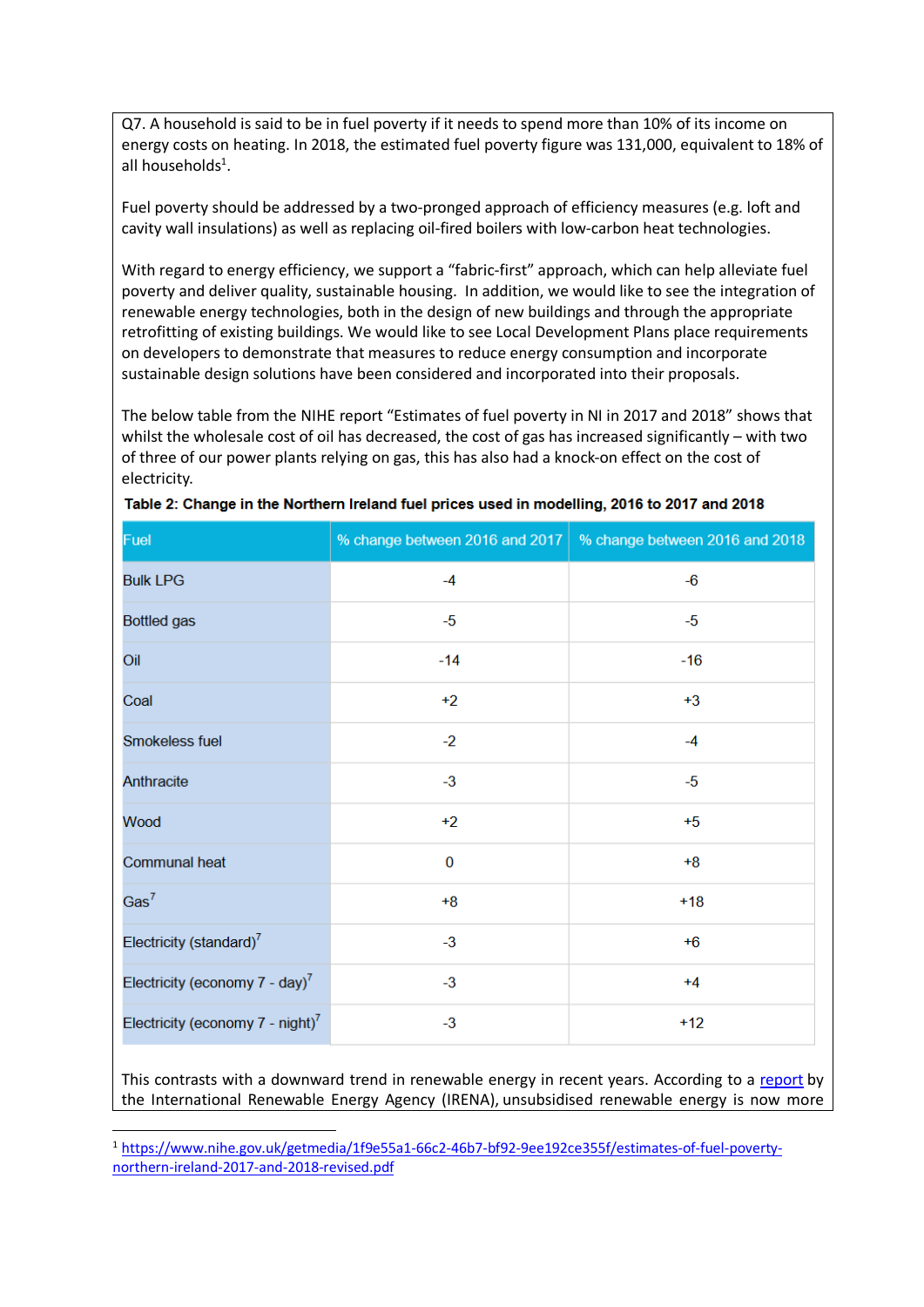Q7. A household is said to be in fuel poverty if it needs to spend more than 10% of its income on energy costs on heating. In 2018, the estimated fuel poverty figure was 131,000, equivalent to 18% of all households[1].

Fuel poverty should be addressed by a two-pronged approach of efficiency measures (e.g. loft and cavity wall insulations) as well as replacing oil-fired boilers with low-carbon heat technologies.

With regard to energy efficiency, we support a "fabric-first" approach, which can help alleviate fuel poverty and deliver quality, sustainable housing. In addition, we would like to see the integration of renewable energy technologies, both in the design of new buildings and through the appropriate retrofitting of existing buildings. We would like to see Local Development Plans place requirements on developers to demonstrate that measures to reduce energy consumption and incorporate sustainable design solutions have been considered and incorporated into their proposals.

The below table from the NIHE report "Estimates of fuel poverty in NI in 2017 and 2018" shows that whilst the wholesale cost of oil has decreased, the cost of gas has increased significantly – with two of three of our power plants relying on gas, this has also had a knock-on effect on the cost of electricity.

**Table 2: Change in the Northern Ireland fuel prices used in modelling, 2016 to 2017 and 2018**

| Fuel | % change between 2016 and 2017 | % change between 2016 and 2018 |
|---|---|---|
| Bulk LPG | -4 | -6 |
| Bottled gas | -5 | -5 |
| Oil | -14 | -16 |
| Coal | +2 | +3 |
| Smokeless fuel | -2 | -4 |
| Anthracite | -3 | -5 |
| Wood | +2 | +5 |
| Communal heat | 0 | +8 |
| Gas[7] | +8 | +18 |
| Electricity (standard)[7] | -3 | +6 |
| Electricity (economy 7 - day)[7] | -3 | +4 |
| Electricity (economy 7 - night)[7] | -3 | +12 |

This contrasts with a downward trend in renewable energy in recent years. According to a report by the International Renewable Energy Agency (IRENA), unsubsidised renewable energy is now more

[1] https://www.nihe.gov.uk/getmedia/1f9e55a1-66c2-46b7-bf92-9ee192ce355f/estimates-of-fuel-poverty-northern-ireland-2017-and-2018-revised.pdf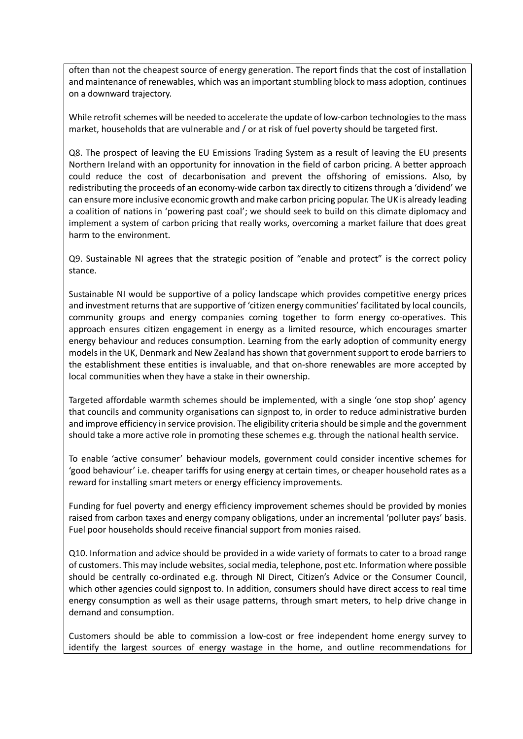often than not the cheapest source of energy generation. The report finds that the cost of installation and maintenance of renewables, which was an important stumbling block to mass adoption, continues on a downward trajectory.

While retrofit schemes will be needed to accelerate the update of low-carbon technologies to the mass market, households that are vulnerable and / or at risk of fuel poverty should be targeted first.

Q8. The prospect of leaving the EU Emissions Trading System as a result of leaving the EU presents Northern Ireland with an opportunity for innovation in the field of carbon pricing. A better approach could reduce the cost of decarbonisation and prevent the offshoring of emissions. Also, by redistributing the proceeds of an economy-wide carbon tax directly to citizens through a 'dividend' we can ensure more inclusive economic growth and make carbon pricing popular. The UK is already leading a coalition of nations in 'powering past coal'; we should seek to build on this climate diplomacy and implement a system of carbon pricing that really works, overcoming a market failure that does great harm to the environment.

Q9. Sustainable NI agrees that the strategic position of "enable and protect" is the correct policy stance.

Sustainable NI would be supportive of a policy landscape which provides competitive energy prices and investment returns that are supportive of 'citizen energy communities' facilitated by local councils, community groups and energy companies coming together to form energy co-operatives. This approach ensures citizen engagement in energy as a limited resource, which encourages smarter energy behaviour and reduces consumption. Learning from the early adoption of community energy models in the UK, Denmark and New Zealand has shown that government support to erode barriers to the establishment these entities is invaluable, and that on-shore renewables are more accepted by local communities when they have a stake in their ownership.

Targeted affordable warmth schemes should be implemented, with a single 'one stop shop' agency that councils and community organisations can signpost to, in order to reduce administrative burden and improve efficiency in service provision. The eligibility criteria should be simple and the government should take a more active role in promoting these schemes e.g. through the national health service.

To enable 'active consumer' behaviour models, government could consider incentive schemes for 'good behaviour' i.e. cheaper tariffs for using energy at certain times, or cheaper household rates as a reward for installing smart meters or energy efficiency improvements.

Funding for fuel poverty and energy efficiency improvement schemes should be provided by monies raised from carbon taxes and energy company obligations, under an incremental 'polluter pays' basis. Fuel poor households should receive financial support from monies raised.

Q10. Information and advice should be provided in a wide variety of formats to cater to a broad range of customers. This may include websites, social media, telephone, post etc. Information where possible should be centrally co-ordinated e.g. through NI Direct, Citizen's Advice or the Consumer Council, which other agencies could signpost to. In addition, consumers should have direct access to real time energy consumption as well as their usage patterns, through smart meters, to help drive change in demand and consumption.

Customers should be able to commission a low-cost or free independent home energy survey to identify the largest sources of energy wastage in the home, and outline recommendations for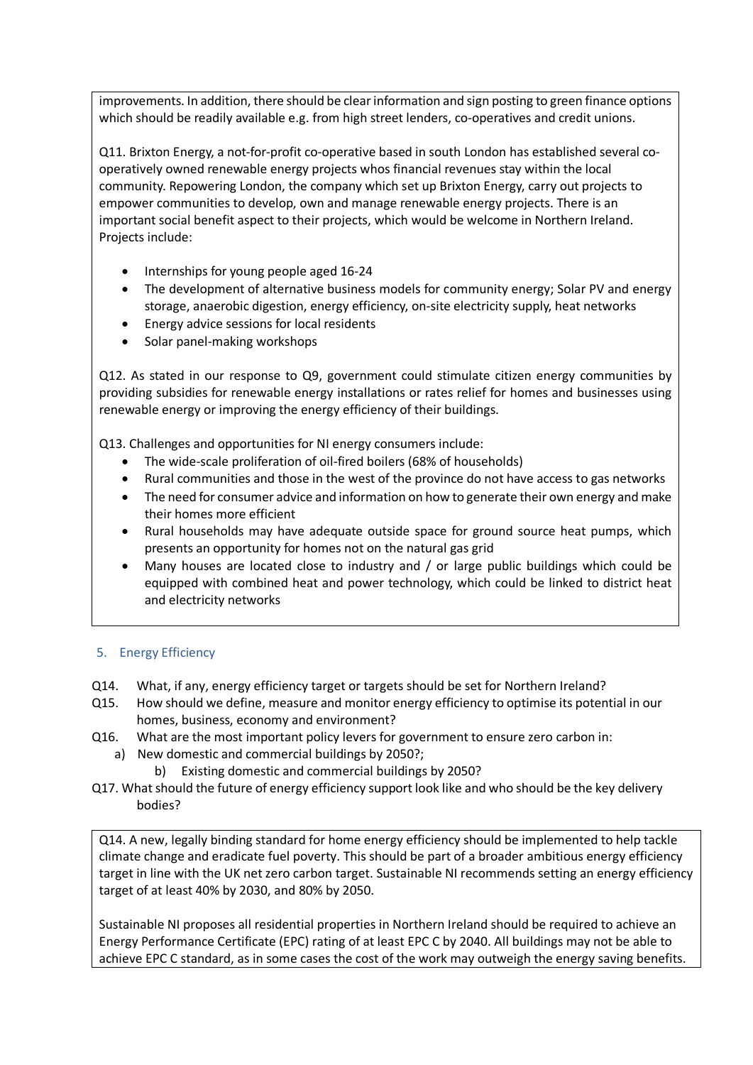improvements. In addition, there should be clear information and sign posting to green finance options which should be readily available e.g. from high street lenders, co-operatives and credit unions.

Q11. Brixton Energy, a not-for-profit co-operative based in south London has established several co-operatively owned renewable energy projects whos financial revenues stay within the local community. Repowering London, the company which set up Brixton Energy, carry out projects to empower communities to develop, own and manage renewable energy projects. There is an important social benefit aspect to their projects, which would be welcome in Northern Ireland. Projects include:

- Internships for young people aged 16-24
- The development of alternative business models for community energy; Solar PV and energy storage, anaerobic digestion, energy efficiency, on-site electricity supply, heat networks
- Energy advice sessions for local residents
- Solar panel-making workshops

Q12. As stated in our response to Q9, government could stimulate citizen energy communities by providing subsidies for renewable energy installations or rates relief for homes and businesses using renewable energy or improving the energy efficiency of their buildings.

Q13. Challenges and opportunities for NI energy consumers include:

- The wide-scale proliferation of oil-fired boilers (68% of households)
- Rural communities and those in the west of the province do not have access to gas networks
- The need for consumer advice and information on how to generate their own energy and make their homes more efficient
- Rural households may have adequate outside space for ground source heat pumps, which presents an opportunity for homes not on the natural gas grid
- Many houses are located close to industry and / or large public buildings which could be equipped with combined heat and power technology, which could be linked to district heat and electricity networks

## 5. Energy Efficiency

Q14. What, if any, energy efficiency target or targets should be set for Northern Ireland?

Q15. How should we define, measure and monitor energy efficiency to optimise its potential in our homes, business, economy and environment?

Q16. What are the most important policy levers for government to ensure zero carbon in:

a) New domestic and commercial buildings by 2050?;

b) Existing domestic and commercial buildings by 2050?

Q17. What should the future of energy efficiency support look like and who should be the key delivery bodies?

Q14. A new, legally binding standard for home energy efficiency should be implemented to help tackle climate change and eradicate fuel poverty. This should be part of a broader ambitious energy efficiency target in line with the UK net zero carbon target. Sustainable NI recommends setting an energy efficiency target of at least 40% by 2030, and 80% by 2050.

Sustainable NI proposes all residential properties in Northern Ireland should be required to achieve an Energy Performance Certificate (EPC) rating of at least EPC C by 2040. All buildings may not be able to achieve EPC C standard, as in some cases the cost of the work may outweigh the energy saving benefits.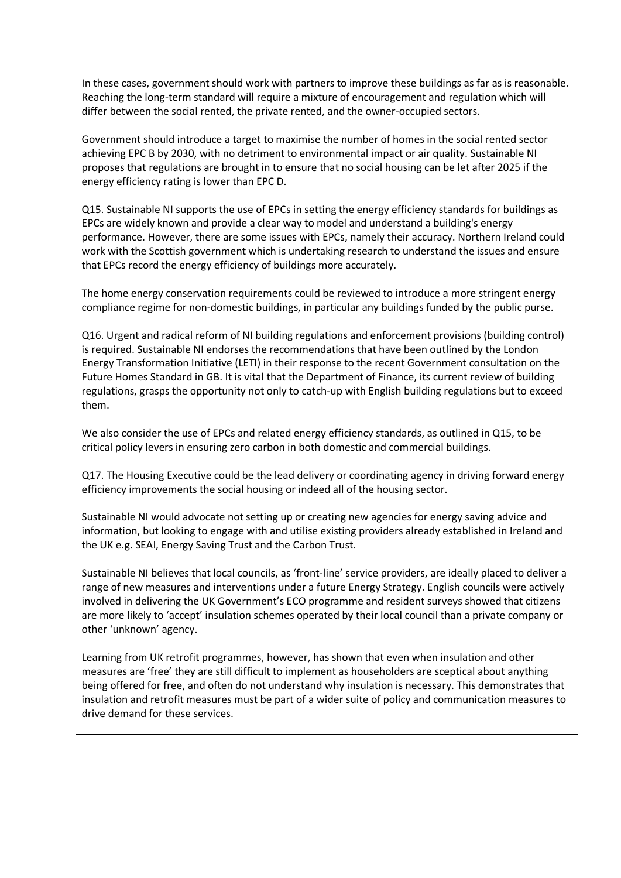In these cases, government should work with partners to improve these buildings as far as is reasonable. Reaching the long-term standard will require a mixture of encouragement and regulation which will differ between the social rented, the private rented, and the owner-occupied sectors.

Government should introduce a target to maximise the number of homes in the social rented sector achieving EPC B by 2030, with no detriment to environmental impact or air quality. Sustainable NI proposes that regulations are brought in to ensure that no social housing can be let after 2025 if the energy efficiency rating is lower than EPC D.

Q15. Sustainable NI supports the use of EPCs in setting the energy efficiency standards for buildings as EPCs are widely known and provide a clear way to model and understand a building's energy performance. However, there are some issues with EPCs, namely their accuracy. Northern Ireland could work with the Scottish government which is undertaking research to understand the issues and ensure that EPCs record the energy efficiency of buildings more accurately.

The home energy conservation requirements could be reviewed to introduce a more stringent energy compliance regime for non-domestic buildings, in particular any buildings funded by the public purse.

Q16. Urgent and radical reform of NI building regulations and enforcement provisions (building control) is required. Sustainable NI endorses the recommendations that have been outlined by the London Energy Transformation Initiative (LETI) in their response to the recent Government consultation on the Future Homes Standard in GB. It is vital that the Department of Finance, its current review of building regulations, grasps the opportunity not only to catch-up with English building regulations but to exceed them.

We also consider the use of EPCs and related energy efficiency standards, as outlined in Q15, to be critical policy levers in ensuring zero carbon in both domestic and commercial buildings.

Q17. The Housing Executive could be the lead delivery or coordinating agency in driving forward energy efficiency improvements the social housing or indeed all of the housing sector.

Sustainable NI would advocate not setting up or creating new agencies for energy saving advice and information, but looking to engage with and utilise existing providers already established in Ireland and the UK e.g. SEAI, Energy Saving Trust and the Carbon Trust.

Sustainable NI believes that local councils, as 'front-line' service providers, are ideally placed to deliver a range of new measures and interventions under a future Energy Strategy. English councils were actively involved in delivering the UK Government's ECO programme and resident surveys showed that citizens are more likely to 'accept' insulation schemes operated by their local council than a private company or other 'unknown' agency.

Learning from UK retrofit programmes, however, has shown that even when insulation and other measures are 'free' they are still difficult to implement as householders are sceptical about anything being offered for free, and often do not understand why insulation is necessary. This demonstrates that insulation and retrofit measures must be part of a wider suite of policy and communication measures to drive demand for these services.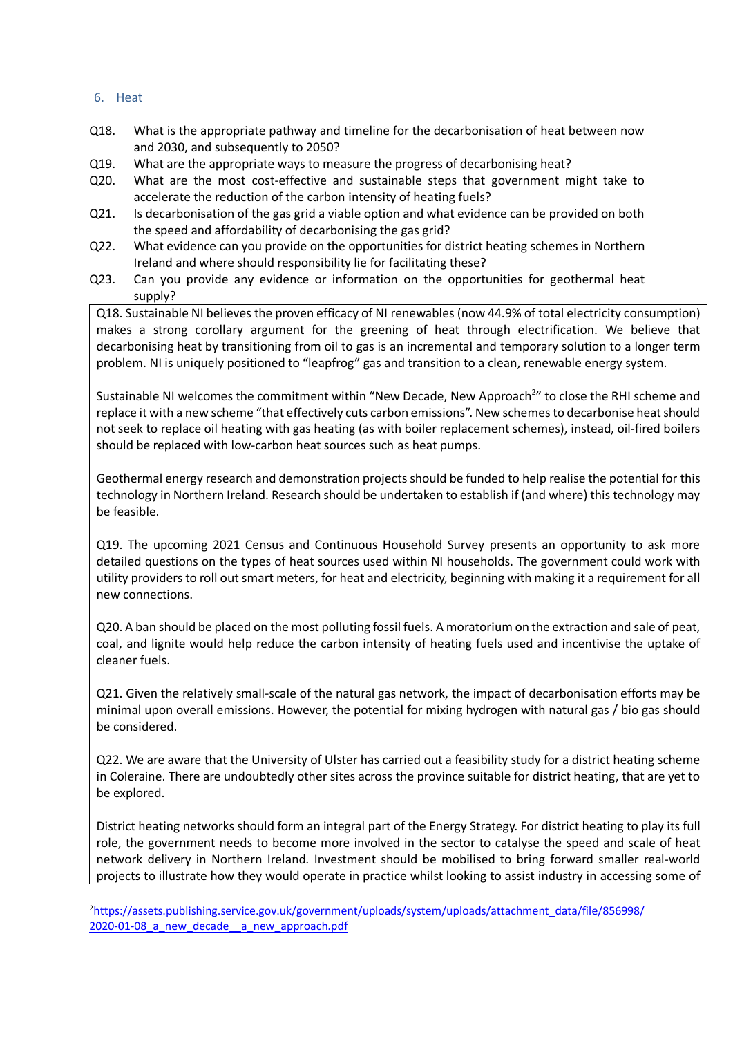## 6. Heat

Q18. What is the appropriate pathway and timeline for the decarbonisation of heat between now and 2030, and subsequently to 2050?

Q19. What are the appropriate ways to measure the progress of decarbonising heat?

Q20. What are the most cost-effective and sustainable steps that government might take to accelerate the reduction of the carbon intensity of heating fuels?

Q21. Is decarbonisation of the gas grid a viable option and what evidence can be provided on both the speed and affordability of decarbonising the gas grid?

Q22. What evidence can you provide on the opportunities for district heating schemes in Northern Ireland and where should responsibility lie for facilitating these?

Q23. Can you provide any evidence or information on the opportunities for geothermal heat supply?

Q18. Sustainable NI believes the proven efficacy of NI renewables (now 44.9% of total electricity consumption) makes a strong corollary argument for the greening of heat through electrification. We believe that decarbonising heat by transitioning from oil to gas is an incremental and temporary solution to a longer term problem. NI is uniquely positioned to "leapfrog" gas and transition to a clean, renewable energy system.

Sustainable NI welcomes the commitment within "New Decade, New Approach[2]" to close the RHI scheme and replace it with a new scheme "that effectively cuts carbon emissions". New schemes to decarbonise heat should not seek to replace oil heating with gas heating (as with boiler replacement schemes), instead, oil-fired boilers should be replaced with low-carbon heat sources such as heat pumps.

Geothermal energy research and demonstration projects should be funded to help realise the potential for this technology in Northern Ireland. Research should be undertaken to establish if (and where) this technology may be feasible.

Q19. The upcoming 2021 Census and Continuous Household Survey presents an opportunity to ask more detailed questions on the types of heat sources used within NI households. The government could work with utility providers to roll out smart meters, for heat and electricity, beginning with making it a requirement for all new connections.

Q20. A ban should be placed on the most polluting fossil fuels. A moratorium on the extraction and sale of peat, coal, and lignite would help reduce the carbon intensity of heating fuels used and incentivise the uptake of cleaner fuels.

Q21. Given the relatively small-scale of the natural gas network, the impact of decarbonisation efforts may be minimal upon overall emissions. However, the potential for mixing hydrogen with natural gas / bio gas should be considered.

Q22. We are aware that the University of Ulster has carried out a feasibility study for a district heating scheme in Coleraine. There are undoubtedly other sites across the province suitable for district heating, that are yet to be explored.

District heating networks should form an integral part of the Energy Strategy. For district heating to play its full role, the government needs to become more involved in the sector to catalyse the speed and scale of heat network delivery in Northern Ireland. Investment should be mobilised to bring forward smaller real-world projects to illustrate how they would operate in practice whilst looking to assist industry in accessing some of

[2] https://assets.publishing.service.gov.uk/government/uploads/system/uploads/attachment_data/file/856998/2020-01-08_a_new_decade__a_new_approach.pdf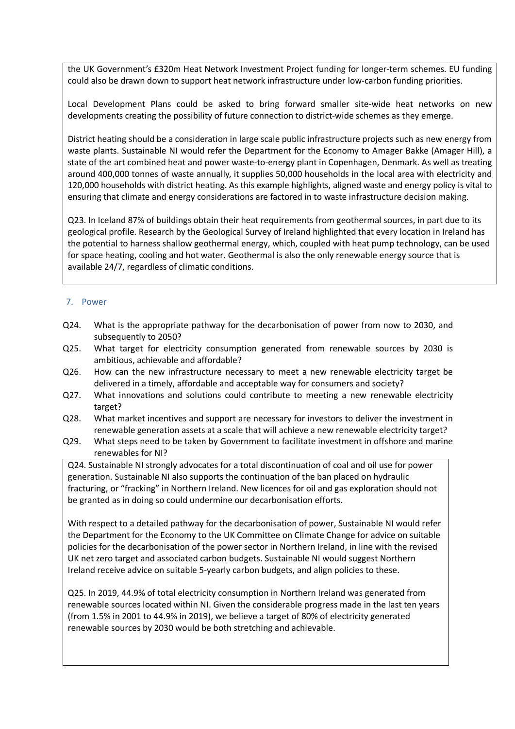the UK Government's £320m Heat Network Investment Project funding for longer-term schemes. EU funding could also be drawn down to support heat network infrastructure under low-carbon funding priorities.

Local Development Plans could be asked to bring forward smaller site-wide heat networks on new developments creating the possibility of future connection to district-wide schemes as they emerge.

District heating should be a consideration in large scale public infrastructure projects such as new energy from waste plants. Sustainable NI would refer the Department for the Economy to Amager Bakke (Amager Hill), a state of the art combined heat and power waste-to-energy plant in Copenhagen, Denmark. As well as treating around 400,000 tonnes of waste annually, it supplies 50,000 households in the local area with electricity and 120,000 households with district heating. As this example highlights, aligned waste and energy policy is vital to ensuring that climate and energy considerations are factored in to waste infrastructure decision making.

Q23. In Iceland 87% of buildings obtain their heat requirements from geothermal sources, in part due to its geological profile. Research by the Geological Survey of Ireland highlighted that every location in Ireland has the potential to harness shallow geothermal energy, which, coupled with heat pump technology, can be used for space heating, cooling and hot water. Geothermal is also the only renewable energy source that is available 24/7, regardless of climatic conditions.

## 7. Power

- Q24. What is the appropriate pathway for the decarbonisation of power from now to 2030, and subsequently to 2050?
- Q25. What target for electricity consumption generated from renewable sources by 2030 is ambitious, achievable and affordable?
- Q26. How can the new infrastructure necessary to meet a new renewable electricity target be delivered in a timely, affordable and acceptable way for consumers and society?
- Q27. What innovations and solutions could contribute to meeting a new renewable electricity target?
- Q28. What market incentives and support are necessary for investors to deliver the investment in renewable generation assets at a scale that will achieve a new renewable electricity target?
- Q29. What steps need to be taken by Government to facilitate investment in offshore and marine renewables for NI?

Q24. Sustainable NI strongly advocates for a total discontinuation of coal and oil use for power generation. Sustainable NI also supports the continuation of the ban placed on hydraulic fracturing, or "fracking" in Northern Ireland. New licences for oil and gas exploration should not be granted as in doing so could undermine our decarbonisation efforts.

With respect to a detailed pathway for the decarbonisation of power, Sustainable NI would refer the Department for the Economy to the UK Committee on Climate Change for advice on suitable policies for the decarbonisation of the power sector in Northern Ireland, in line with the revised UK net zero target and associated carbon budgets. Sustainable NI would suggest Northern Ireland receive advice on suitable 5-yearly carbon budgets, and align policies to these.

Q25. In 2019, 44.9% of total electricity consumption in Northern Ireland was generated from renewable sources located within NI. Given the considerable progress made in the last ten years (from 1.5% in 2001 to 44.9% in 2019), we believe a target of 80% of electricity generated renewable sources by 2030 would be both stretching and achievable.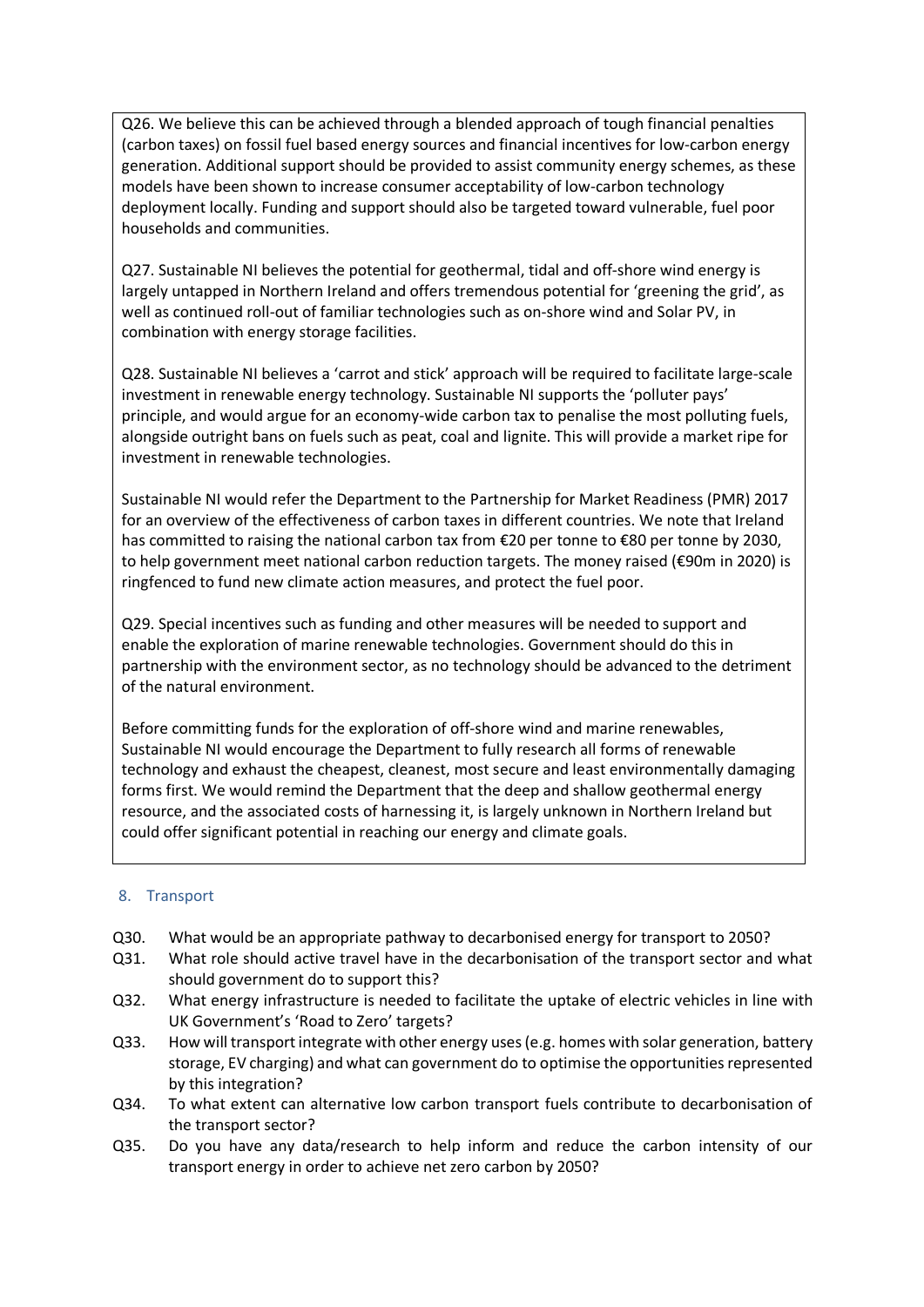Q26. We believe this can be achieved through a blended approach of tough financial penalties (carbon taxes) on fossil fuel based energy sources and financial incentives for low-carbon energy generation. Additional support should be provided to assist community energy schemes, as these models have been shown to increase consumer acceptability of low-carbon technology deployment locally. Funding and support should also be targeted toward vulnerable, fuel poor households and communities.

Q27. Sustainable NI believes the potential for geothermal, tidal and off-shore wind energy is largely untapped in Northern Ireland and offers tremendous potential for 'greening the grid', as well as continued roll-out of familiar technologies such as on-shore wind and Solar PV, in combination with energy storage facilities.

Q28. Sustainable NI believes a 'carrot and stick' approach will be required to facilitate large-scale investment in renewable energy technology. Sustainable NI supports the 'polluter pays' principle, and would argue for an economy-wide carbon tax to penalise the most polluting fuels, alongside outright bans on fuels such as peat, coal and lignite. This will provide a market ripe for investment in renewable technologies.

Sustainable NI would refer the Department to the Partnership for Market Readiness (PMR) 2017 for an overview of the effectiveness of carbon taxes in different countries. We note that Ireland has committed to raising the national carbon tax from €20 per tonne to €80 per tonne by 2030, to help government meet national carbon reduction targets. The money raised (€90m in 2020) is ringfenced to fund new climate action measures, and protect the fuel poor.

Q29. Special incentives such as funding and other measures will be needed to support and enable the exploration of marine renewable technologies. Government should do this in partnership with the environment sector, as no technology should be advanced to the detriment of the natural environment.

Before committing funds for the exploration of off-shore wind and marine renewables, Sustainable NI would encourage the Department to fully research all forms of renewable technology and exhaust the cheapest, cleanest, most secure and least environmentally damaging forms first. We would remind the Department that the deep and shallow geothermal energy resource, and the associated costs of harnessing it, is largely unknown in Northern Ireland but could offer significant potential in reaching our energy and climate goals.

## 8. Transport

- Q30. What would be an appropriate pathway to decarbonised energy for transport to 2050?
- Q31. What role should active travel have in the decarbonisation of the transport sector and what should government do to support this?
- Q32. What energy infrastructure is needed to facilitate the uptake of electric vehicles in line with UK Government's 'Road to Zero' targets?
- Q33. How will transport integrate with other energy uses (e.g. homes with solar generation, battery storage, EV charging) and what can government do to optimise the opportunities represented by this integration?
- Q34. To what extent can alternative low carbon transport fuels contribute to decarbonisation of the transport sector?
- Q35. Do you have any data/research to help inform and reduce the carbon intensity of our transport energy in order to achieve net zero carbon by 2050?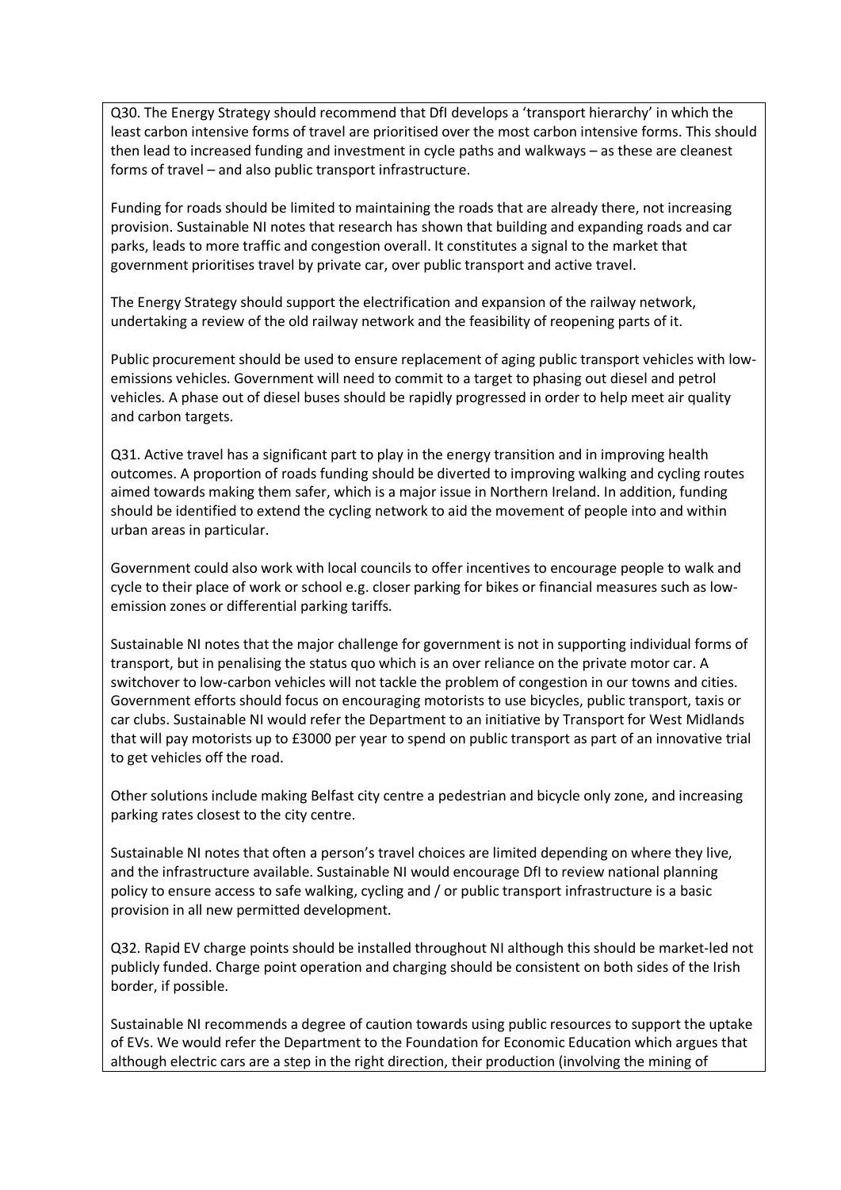Q30. The Energy Strategy should recommend that DfI develops a 'transport hierarchy' in which the least carbon intensive forms of travel are prioritised over the most carbon intensive forms. This should then lead to increased funding and investment in cycle paths and walkways – as these are cleanest forms of travel – and also public transport infrastructure.

Funding for roads should be limited to maintaining the roads that are already there, not increasing provision. Sustainable NI notes that research has shown that building and expanding roads and car parks, leads to more traffic and congestion overall. It constitutes a signal to the market that government prioritises travel by private car, over public transport and active travel.

The Energy Strategy should support the electrification and expansion of the railway network, undertaking a review of the old railway network and the feasibility of reopening parts of it.

Public procurement should be used to ensure replacement of aging public transport vehicles with low-emissions vehicles. Government will need to commit to a target to phasing out diesel and petrol vehicles. A phase out of diesel buses should be rapidly progressed in order to help meet air quality and carbon targets.

Q31. Active travel has a significant part to play in the energy transition and in improving health outcomes. A proportion of roads funding should be diverted to improving walking and cycling routes aimed towards making them safer, which is a major issue in Northern Ireland. In addition, funding should be identified to extend the cycling network to aid the movement of people into and within urban areas in particular.

Government could also work with local councils to offer incentives to encourage people to walk and cycle to their place of work or school e.g. closer parking for bikes or financial measures such as low-emission zones or differential parking tariffs.

Sustainable NI notes that the major challenge for government is not in supporting individual forms of transport, but in penalising the status quo which is an over reliance on the private motor car. A switchover to low-carbon vehicles will not tackle the problem of congestion in our towns and cities. Government efforts should focus on encouraging motorists to use bicycles, public transport, taxis or car clubs. Sustainable NI would refer the Department to an initiative by Transport for West Midlands that will pay motorists up to £3000 per year to spend on public transport as part of an innovative trial to get vehicles off the road.

Other solutions include making Belfast city centre a pedestrian and bicycle only zone, and increasing parking rates closest to the city centre.

Sustainable NI notes that often a person's travel choices are limited depending on where they live, and the infrastructure available. Sustainable NI would encourage DfI to review national planning policy to ensure access to safe walking, cycling and / or public transport infrastructure is a basic provision in all new permitted development.

Q32. Rapid EV charge points should be installed throughout NI although this should be market-led not publicly funded. Charge point operation and charging should be consistent on both sides of the Irish border, if possible.

Sustainable NI recommends a degree of caution towards using public resources to support the uptake of EVs. We would refer the Department to the Foundation for Economic Education which argues that although electric cars are a step in the right direction, their production (involving the mining of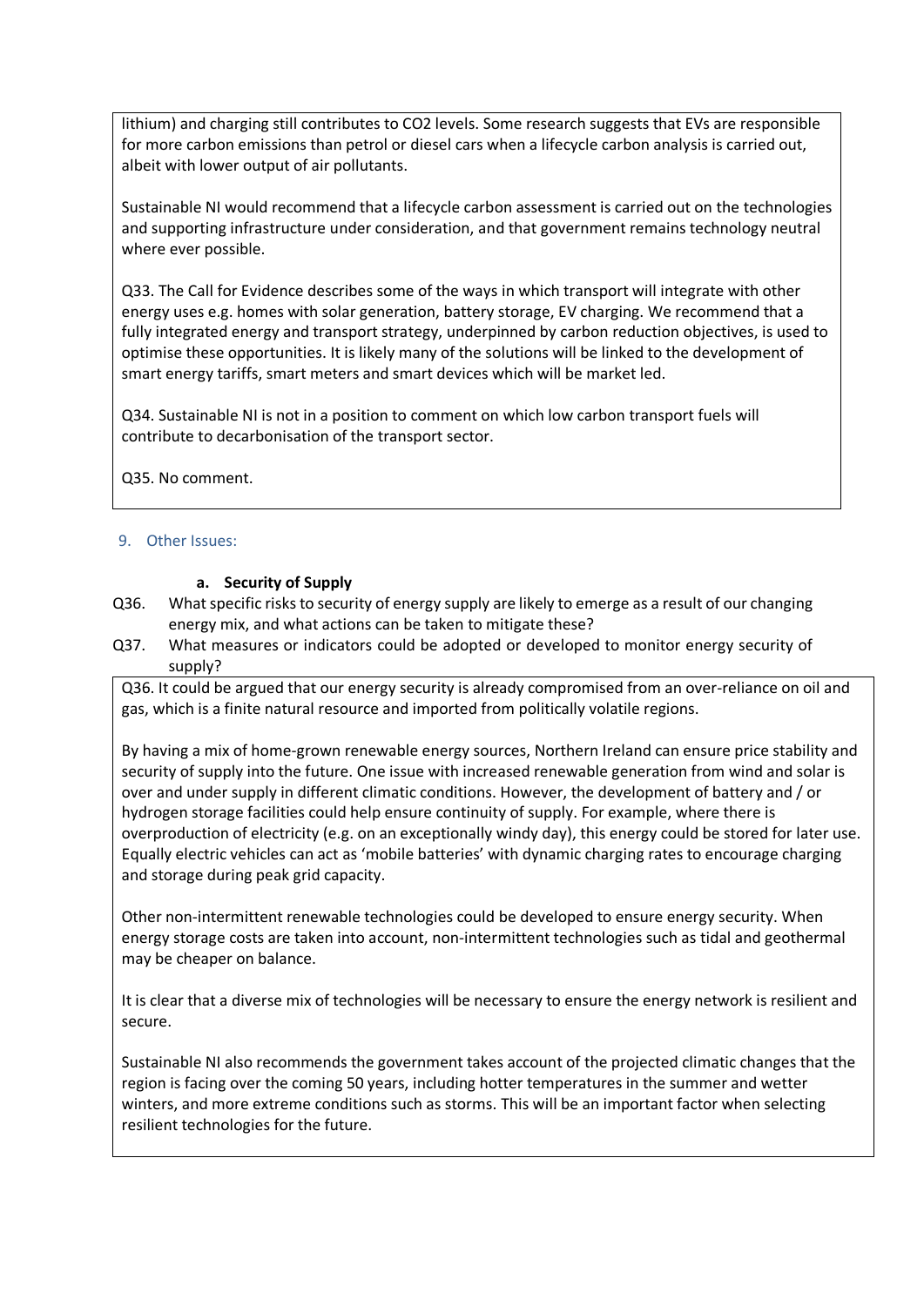lithium) and charging still contributes to $CO_2$ levels. Some research suggests that EVs are responsible for more carbon emissions than petrol or diesel cars when a lifecycle carbon analysis is carried out, albeit with lower output of air pollutants.

Sustainable NI would recommend that a lifecycle carbon assessment is carried out on the technologies and supporting infrastructure under consideration, and that government remains technology neutral where ever possible.

Q33. The Call for Evidence describes some of the ways in which transport will integrate with other energy uses e.g. homes with solar generation, battery storage, EV charging. We recommend that a fully integrated energy and transport strategy, underpinned by carbon reduction objectives, is used to optimise these opportunities. It is likely many of the solutions will be linked to the development of smart energy tariffs, smart meters and smart devices which will be market led.

Q34. Sustainable NI is not in a position to comment on which low carbon transport fuels will contribute to decarbonisation of the transport sector.

Q35. No comment.

## 9. Other Issues:

### a. Security of Supply

Q36. What specific risks to security of energy supply are likely to emerge as a result of our changing energy mix, and what actions can be taken to mitigate these?

Q37. What measures or indicators could be adopted or developed to monitor energy security of supply?

Q36. It could be argued that our energy security is already compromised from an over-reliance on oil and gas, which is a finite natural resource and imported from politically volatile regions.

By having a mix of home-grown renewable energy sources, Northern Ireland can ensure price stability and security of supply into the future. One issue with increased renewable generation from wind and solar is over and under supply in different climatic conditions. However, the development of battery and / or hydrogen storage facilities could help ensure continuity of supply. For example, where there is overproduction of electricity (e.g. on an exceptionally windy day), this energy could be stored for later use. Equally electric vehicles can act as 'mobile batteries' with dynamic charging rates to encourage charging and storage during peak grid capacity.

Other non-intermittent renewable technologies could be developed to ensure energy security. When energy storage costs are taken into account, non-intermittent technologies such as tidal and geothermal may be cheaper on balance.

It is clear that a diverse mix of technologies will be necessary to ensure the energy network is resilient and secure.

Sustainable NI also recommends the government takes account of the projected climatic changes that the region is facing over the coming 50 years, including hotter temperatures in the summer and wetter winters, and more extreme conditions such as storms. This will be an important factor when selecting resilient technologies for the future.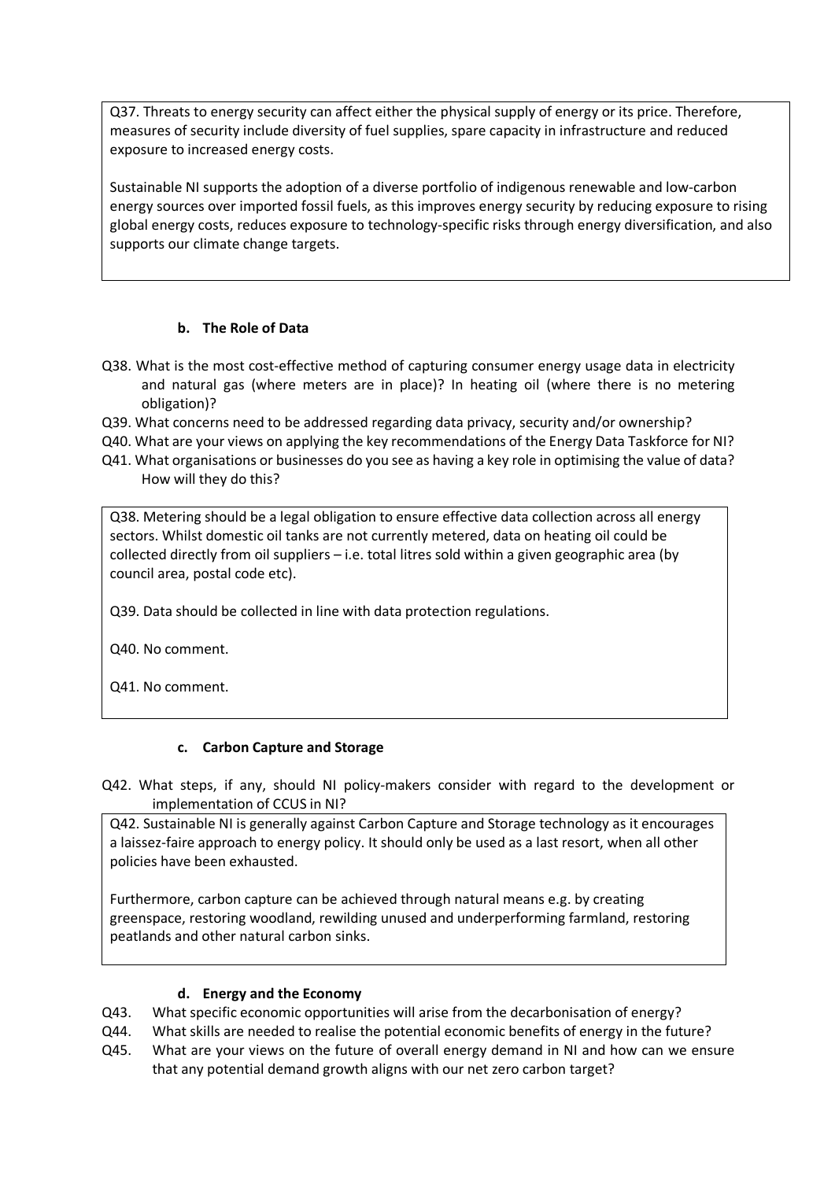Q37. Threats to energy security can affect either the physical supply of energy or its price. Therefore, measures of security include diversity of fuel supplies, spare capacity in infrastructure and reduced exposure to increased energy costs.

Sustainable NI supports the adoption of a diverse portfolio of indigenous renewable and low-carbon energy sources over imported fossil fuels, as this improves energy security by reducing exposure to rising global energy costs, reduces exposure to technology-specific risks through energy diversification, and also supports our climate change targets.

### b. The Role of Data

Q38. What is the most cost-effective method of capturing consumer energy usage data in electricity and natural gas (where meters are in place)? In heating oil (where there is no metering obligation)?
Q39. What concerns need to be addressed regarding data privacy, security and/or ownership?
Q40. What are your views on applying the key recommendations of the Energy Data Taskforce for NI?
Q41. What organisations or businesses do you see as having a key role in optimising the value of data? How will they do this?

Q38. Metering should be a legal obligation to ensure effective data collection across all energy sectors. Whilst domestic oil tanks are not currently metered, data on heating oil could be collected directly from oil suppliers – i.e. total litres sold within a given geographic area (by council area, postal code etc).

Q39. Data should be collected in line with data protection regulations.

Q40. No comment.

Q41. No comment.

### c. Carbon Capture and Storage

Q42. What steps, if any, should NI policy-makers consider with regard to the development or implementation of CCUS in NI?

Q42. Sustainable NI is generally against Carbon Capture and Storage technology as it encourages a laissez-faire approach to energy policy. It should only be used as a last resort, when all other policies have been exhausted.

Furthermore, carbon capture can be achieved through natural means e.g. by creating greenspace, restoring woodland, rewilding unused and underperforming farmland, restoring peatlands and other natural carbon sinks.

### d. Energy and the Economy

Q43. What specific economic opportunities will arise from the decarbonisation of energy?
Q44. What skills are needed to realise the potential economic benefits of energy in the future?
Q45. What are your views on the future of overall energy demand in NI and how can we ensure that any potential demand growth aligns with our net zero carbon target?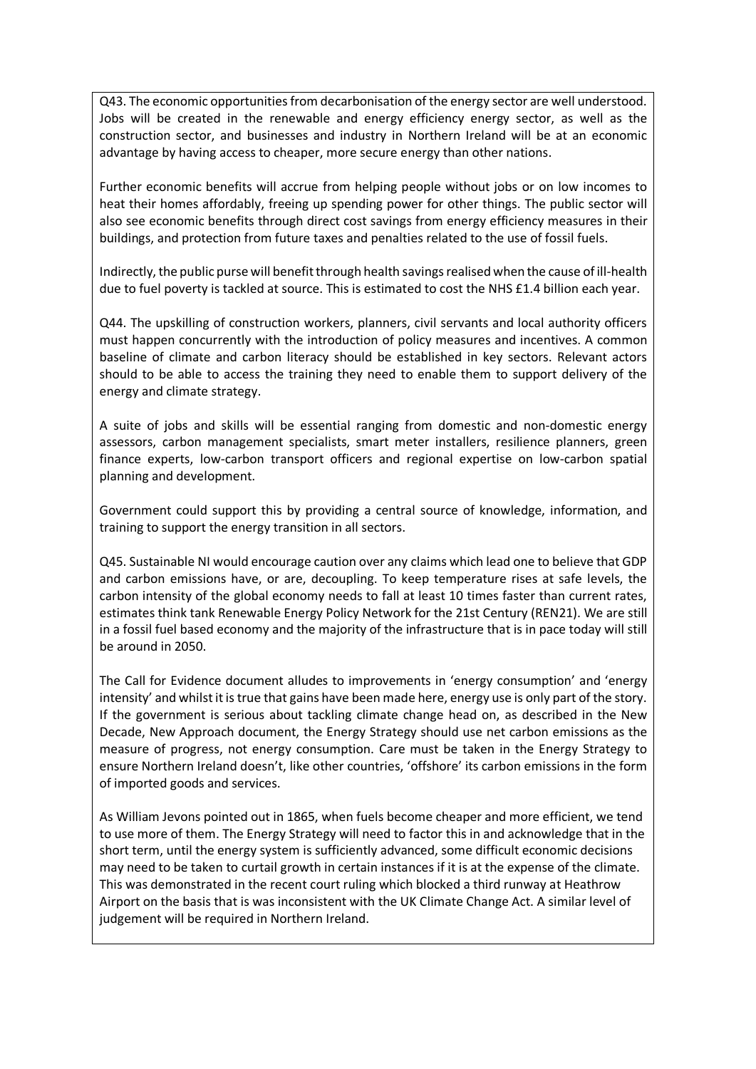Q43. The economic opportunities from decarbonisation of the energy sector are well understood. Jobs will be created in the renewable and energy efficiency energy sector, as well as the construction sector, and businesses and industry in Northern Ireland will be at an economic advantage by having access to cheaper, more secure energy than other nations.

Further economic benefits will accrue from helping people without jobs or on low incomes to heat their homes affordably, freeing up spending power for other things. The public sector will also see economic benefits through direct cost savings from energy efficiency measures in their buildings, and protection from future taxes and penalties related to the use of fossil fuels.

Indirectly, the public purse will benefit through health savings realised when the cause of ill-health due to fuel poverty is tackled at source. This is estimated to cost the NHS £1.4 billion each year.

Q44. The upskilling of construction workers, planners, civil servants and local authority officers must happen concurrently with the introduction of policy measures and incentives. A common baseline of climate and carbon literacy should be established in key sectors. Relevant actors should to be able to access the training they need to enable them to support delivery of the energy and climate strategy.

A suite of jobs and skills will be essential ranging from domestic and non-domestic energy assessors, carbon management specialists, smart meter installers, resilience planners, green finance experts, low-carbon transport officers and regional expertise on low-carbon spatial planning and development.

Government could support this by providing a central source of knowledge, information, and training to support the energy transition in all sectors.

Q45. Sustainable NI would encourage caution over any claims which lead one to believe that GDP and carbon emissions have, or are, decoupling. To keep temperature rises at safe levels, the carbon intensity of the global economy needs to fall at least 10 times faster than current rates, estimates think tank Renewable Energy Policy Network for the 21st Century (REN21). We are still in a fossil fuel based economy and the majority of the infrastructure that is in pace today will still be around in 2050.

The Call for Evidence document alludes to improvements in 'energy consumption' and 'energy intensity' and whilst it is true that gains have been made here, energy use is only part of the story. If the government is serious about tackling climate change head on, as described in the New Decade, New Approach document, the Energy Strategy should use net carbon emissions as the measure of progress, not energy consumption. Care must be taken in the Energy Strategy to ensure Northern Ireland doesn't, like other countries, 'offshore' its carbon emissions in the form of imported goods and services.

As William Jevons pointed out in 1865, when fuels become cheaper and more efficient, we tend to use more of them. The Energy Strategy will need to factor this in and acknowledge that in the short term, until the energy system is sufficiently advanced, some difficult economic decisions may need to be taken to curtail growth in certain instances if it is at the expense of the climate. This was demonstrated in the recent court ruling which blocked a third runway at Heathrow Airport on the basis that is was inconsistent with the UK Climate Change Act. A similar level of judgement will be required in Northern Ireland.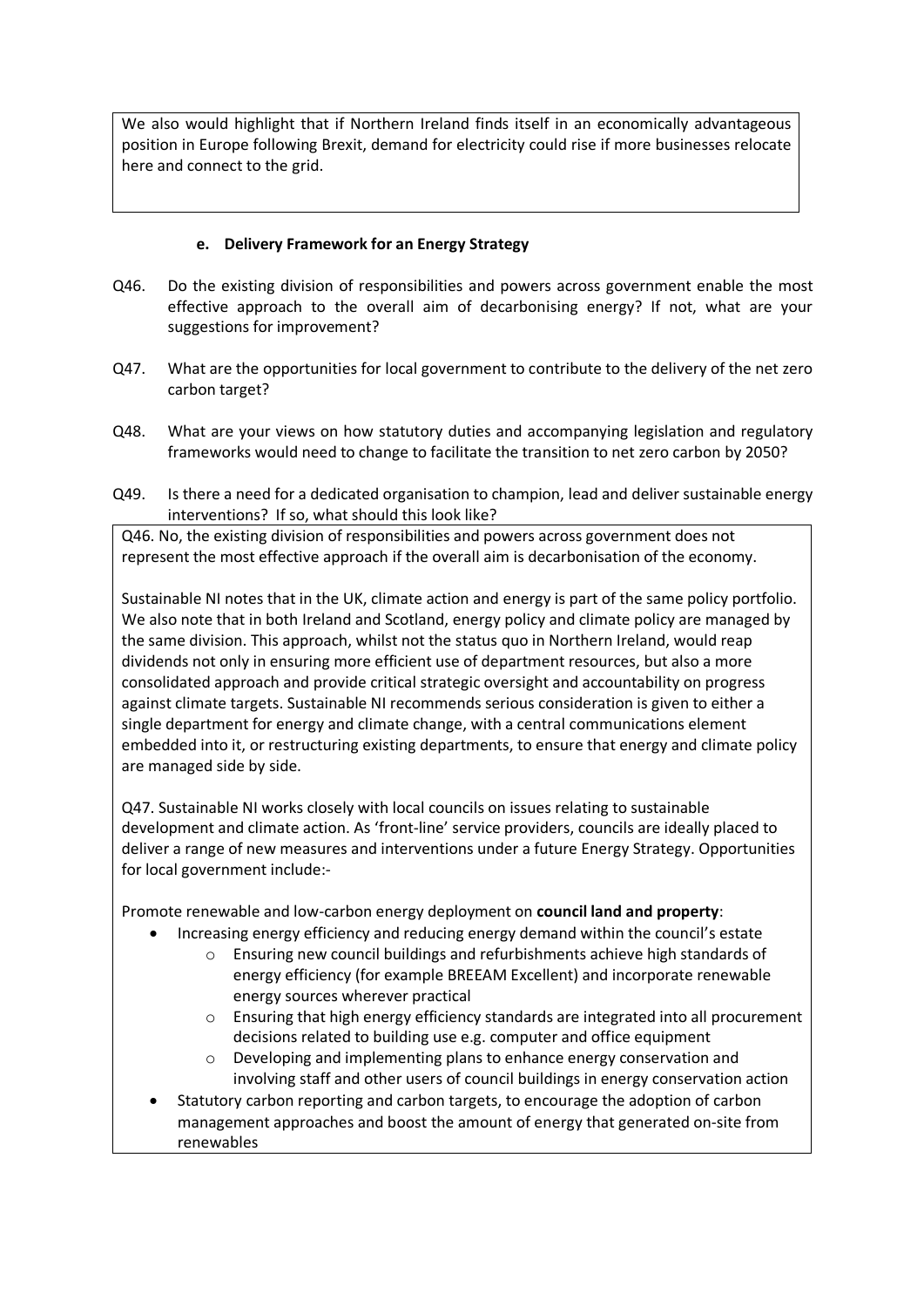We also would highlight that if Northern Ireland finds itself in an economically advantageous position in Europe following Brexit, demand for electricity could rise if more businesses relocate here and connect to the grid.

#### e. Delivery Framework for an Energy Strategy

Q46. Do the existing division of responsibilities and powers across government enable the most effective approach to the overall aim of decarbonising energy? If not, what are your suggestions for improvement?

Q47. What are the opportunities for local government to contribute to the delivery of the net zero carbon target?

Q48. What are your views on how statutory duties and accompanying legislation and regulatory frameworks would need to change to facilitate the transition to net zero carbon by 2050?

Q49. Is there a need for a dedicated organisation to champion, lead and deliver sustainable energy interventions? If so, what should this look like?

Q46. No, the existing division of responsibilities and powers across government does not represent the most effective approach if the overall aim is decarbonisation of the economy.

Sustainable NI notes that in the UK, climate action and energy is part of the same policy portfolio. We also note that in both Ireland and Scotland, energy policy and climate policy are managed by the same division. This approach, whilst not the status quo in Northern Ireland, would reap dividends not only in ensuring more efficient use of department resources, but also a more consolidated approach and provide critical strategic oversight and accountability on progress against climate targets. Sustainable NI recommends serious consideration is given to either a single department for energy and climate change, with a central communications element embedded into it, or restructuring existing departments, to ensure that energy and climate policy are managed side by side.

Q47. Sustainable NI works closely with local councils on issues relating to sustainable development and climate action. As 'front-line' service providers, councils are ideally placed to deliver a range of new measures and interventions under a future Energy Strategy. Opportunities for local government include:-

Promote renewable and low-carbon energy deployment on **council land and property**:

- Increasing energy efficiency and reducing energy demand within the council's estate
    - Ensuring new council buildings and refurbishments achieve high standards of energy efficiency (for example BREEAM Excellent) and incorporate renewable energy sources wherever practical
    - Ensuring that high energy efficiency standards are integrated into all procurement decisions related to building use e.g. computer and office equipment
    - Developing and implementing plans to enhance energy conservation and involving staff and other users of council buildings in energy conservation action
- Statutory carbon reporting and carbon targets, to encourage the adoption of carbon management approaches and boost the amount of energy that generated on-site from renewables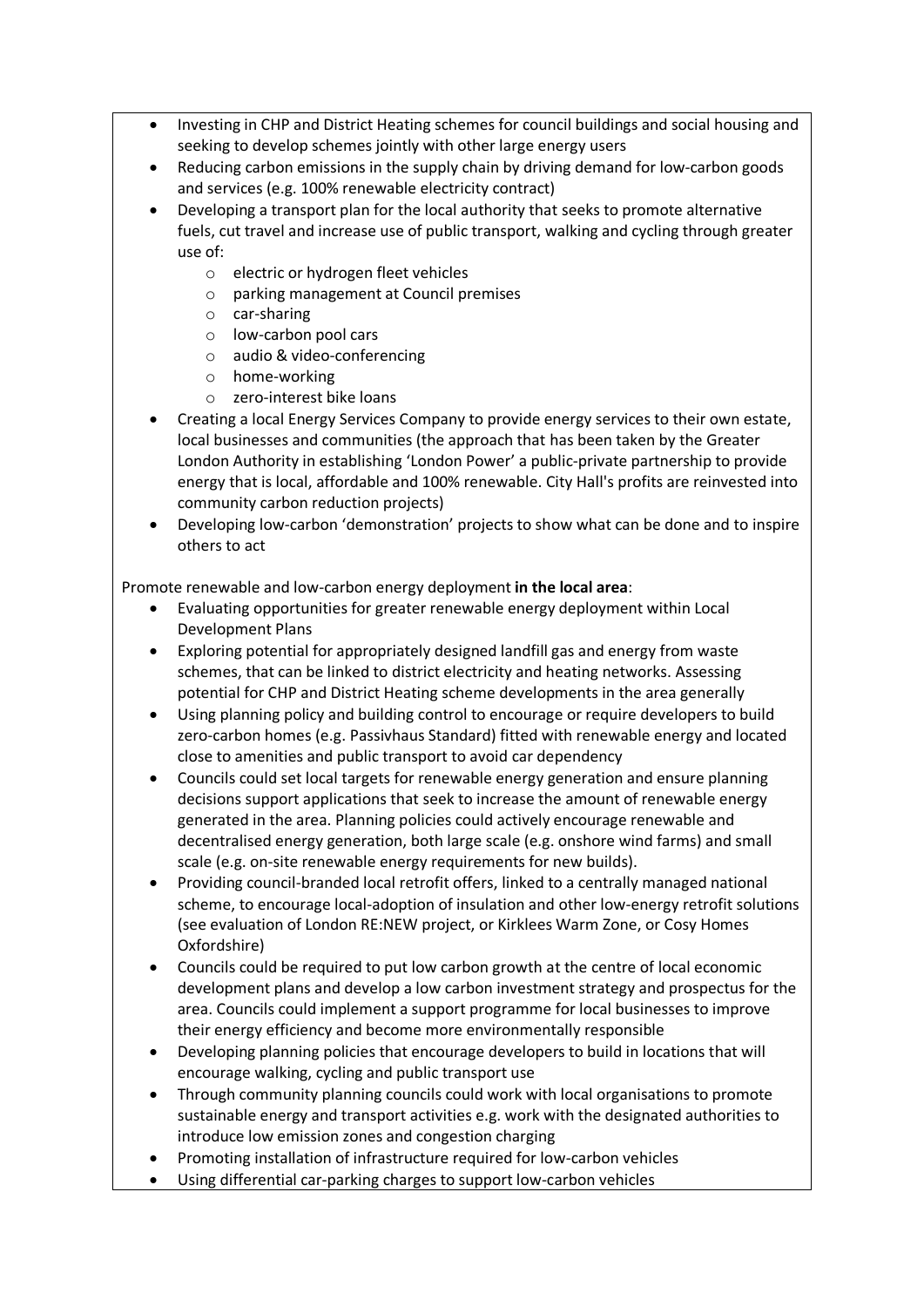- Investing in CHP and District Heating schemes for council buildings and social housing and seeking to develop schemes jointly with other large energy users
- Reducing carbon emissions in the supply chain by driving demand for low-carbon goods and services (e.g. 100% renewable electricity contract)
- Developing a transport plan for the local authority that seeks to promote alternative fuels, cut travel and increase use of public transport, walking and cycling through greater use of:
    - electric or hydrogen fleet vehicles
    - parking management at Council premises
    - car-sharing
    - low-carbon pool cars
    - audio & video-conferencing
    - home-working
    - zero-interest bike loans
- Creating a local Energy Services Company to provide energy services to their own estate, local businesses and communities (the approach that has been taken by the Greater London Authority in establishing 'London Power' a public-private partnership to provide energy that is local, affordable and 100% renewable. City Hall's profits are reinvested into community carbon reduction projects)
- Developing low-carbon 'demonstration' projects to show what can be done and to inspire others to act

Promote renewable and low-carbon energy deployment **in the local area**:

- Evaluating opportunities for greater renewable energy deployment within Local Development Plans
- Exploring potential for appropriately designed landfill gas and energy from waste schemes, that can be linked to district electricity and heating networks. Assessing potential for CHP and District Heating scheme developments in the area generally
- Using planning policy and building control to encourage or require developers to build zero-carbon homes (e.g. Passivhaus Standard) fitted with renewable energy and located close to amenities and public transport to avoid car dependency
- Councils could set local targets for renewable energy generation and ensure planning decisions support applications that seek to increase the amount of renewable energy generated in the area. Planning policies could actively encourage renewable and decentralised energy generation, both large scale (e.g. onshore wind farms) and small scale (e.g. on-site renewable energy requirements for new builds).
- Providing council-branded local retrofit offers, linked to a centrally managed national scheme, to encourage local-adoption of insulation and other low-energy retrofit solutions (see evaluation of London RE:NEW project, or Kirklees Warm Zone, or Cosy Homes Oxfordshire)
- Councils could be required to put low carbon growth at the centre of local economic development plans and develop a low carbon investment strategy and prospectus for the area. Councils could implement a support programme for local businesses to improve their energy efficiency and become more environmentally responsible
- Developing planning policies that encourage developers to build in locations that will encourage walking, cycling and public transport use
- Through community planning councils could work with local organisations to promote sustainable energy and transport activities e.g. work with the designated authorities to introduce low emission zones and congestion charging
- Promoting installation of infrastructure required for low-carbon vehicles
- Using differential car-parking charges to support low-carbon vehicles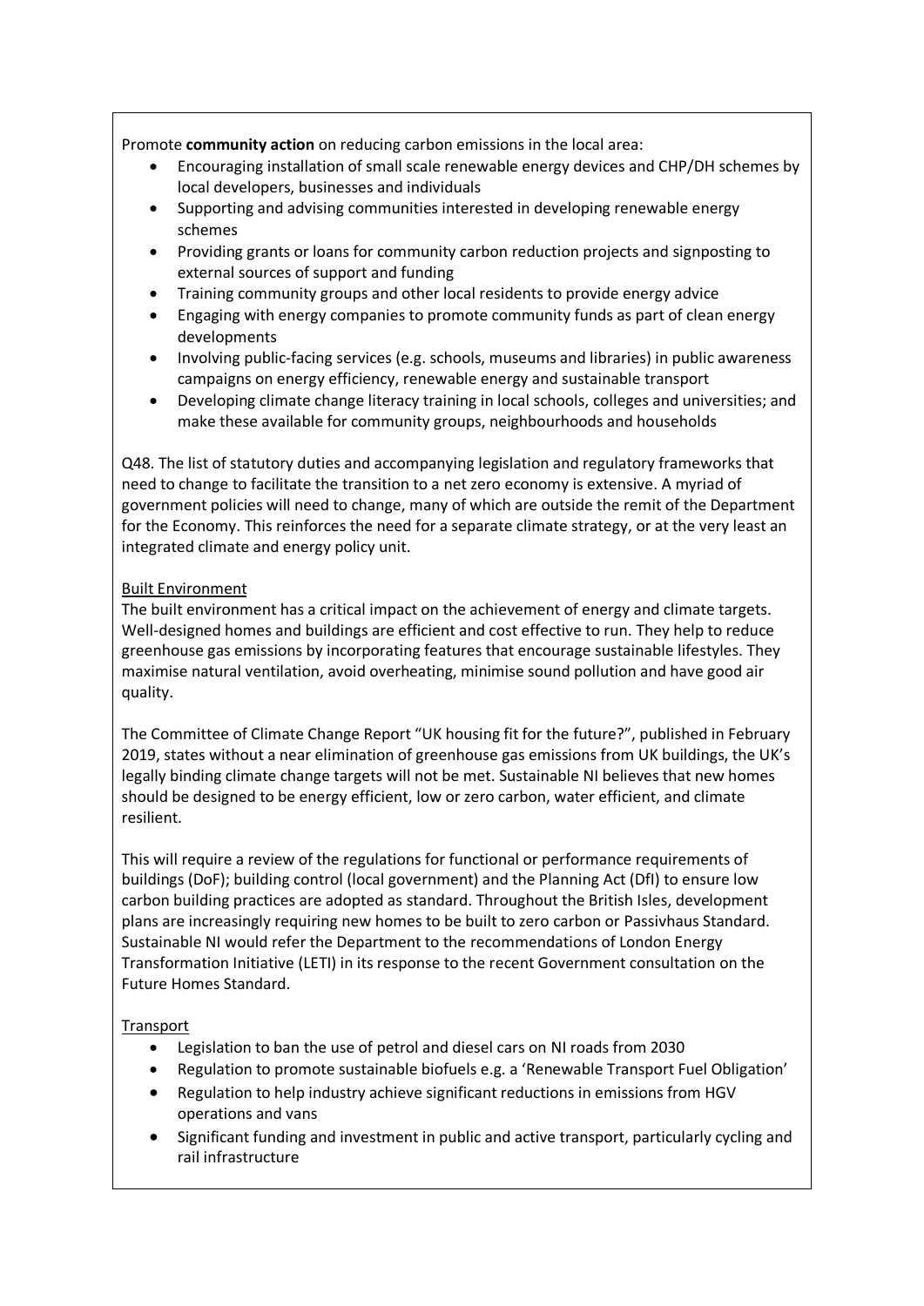Promote **community action** on reducing carbon emissions in the local area:

- Encouraging installation of small scale renewable energy devices and CHP/DH schemes by local developers, businesses and individuals
- Supporting and advising communities interested in developing renewable energy schemes
- Providing grants or loans for community carbon reduction projects and signposting to external sources of support and funding
- Training community groups and other local residents to provide energy advice
- Engaging with energy companies to promote community funds as part of clean energy developments
- Involving public-facing services (e.g. schools, museums and libraries) in public awareness campaigns on energy efficiency, renewable energy and sustainable transport
- Developing climate change literacy training in local schools, colleges and universities; and make these available for community groups, neighbourhoods and households

Q48. The list of statutory duties and accompanying legislation and regulatory frameworks that need to change to facilitate the transition to a net zero economy is extensive. A myriad of government policies will need to change, many of which are outside the remit of the Department for the Economy. This reinforces the need for a separate climate strategy, or at the very least an integrated climate and energy policy unit.

<u>Built Environment</u>

The built environment has a critical impact on the achievement of energy and climate targets. Well-designed homes and buildings are efficient and cost effective to run. They help to reduce greenhouse gas emissions by incorporating features that encourage sustainable lifestyles. They maximise natural ventilation, avoid overheating, minimise sound pollution and have good air quality.

The Committee of Climate Change Report "UK housing fit for the future?", published in February 2019, states without a near elimination of greenhouse gas emissions from UK buildings, the UK's legally binding climate change targets will not be met. Sustainable NI believes that new homes should be designed to be energy efficient, low or zero carbon, water efficient, and climate resilient.

This will require a review of the regulations for functional or performance requirements of buildings (DoF); building control (local government) and the Planning Act (DfI) to ensure low carbon building practices are adopted as standard. Throughout the British Isles, development plans are increasingly requiring new homes to be built to zero carbon or Passivhaus Standard. Sustainable NI would refer the Department to the recommendations of London Energy Transformation Initiative (LETI) in its response to the recent Government consultation on the Future Homes Standard.

<u>Transport</u>

- Legislation to ban the use of petrol and diesel cars on NI roads from 2030
- Regulation to promote sustainable biofuels e.g. a 'Renewable Transport Fuel Obligation'
- Regulation to help industry achieve significant reductions in emissions from HGV operations and vans
- Significant funding and investment in public and active transport, particularly cycling and rail infrastructure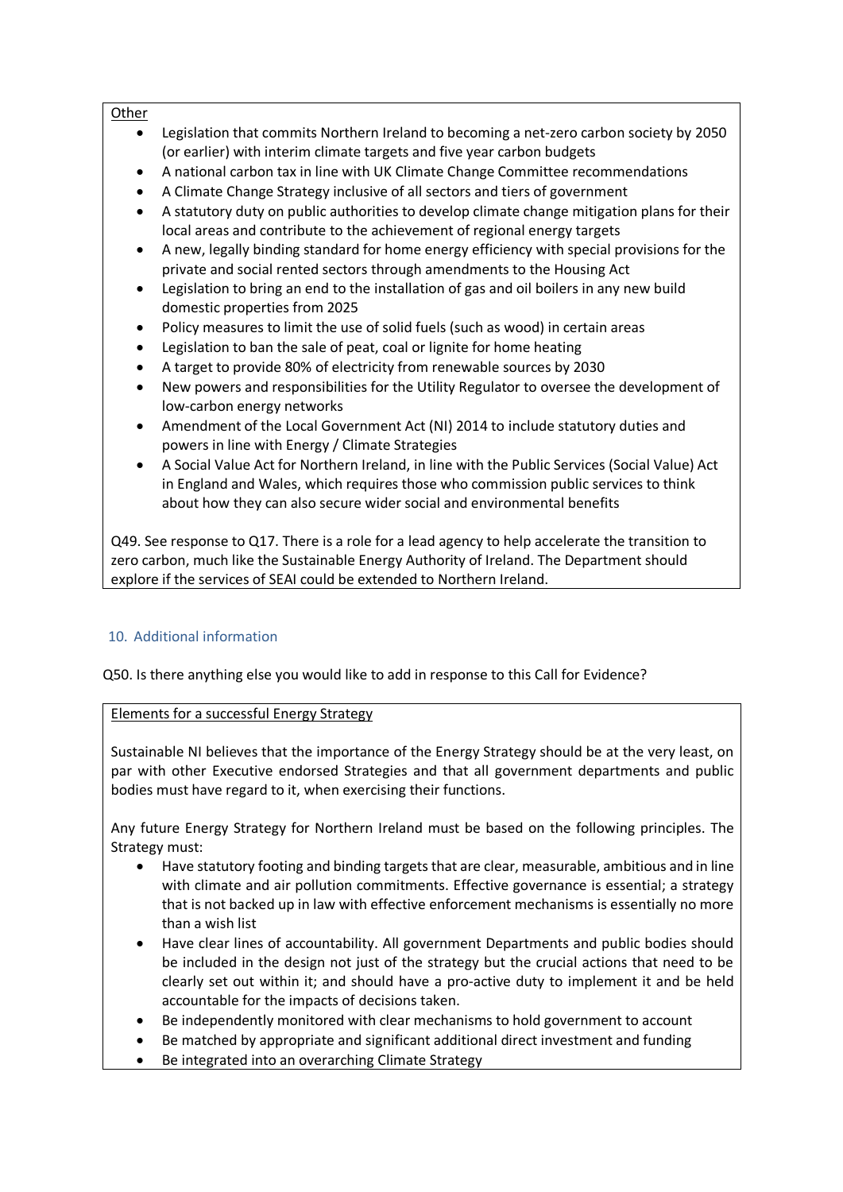Other

- Legislation that commits Northern Ireland to becoming a net-zero carbon society by 2050 (or earlier) with interim climate targets and five year carbon budgets
- A national carbon tax in line with UK Climate Change Committee recommendations
- A Climate Change Strategy inclusive of all sectors and tiers of government
- A statutory duty on public authorities to develop climate change mitigation plans for their local areas and contribute to the achievement of regional energy targets
- A new, legally binding standard for home energy efficiency with special provisions for the private and social rented sectors through amendments to the Housing Act
- Legislation to bring an end to the installation of gas and oil boilers in any new build domestic properties from 2025
- Policy measures to limit the use of solid fuels (such as wood) in certain areas
- Legislation to ban the sale of peat, coal or lignite for home heating
- A target to provide 80% of electricity from renewable sources by 2030
- New powers and responsibilities for the Utility Regulator to oversee the development of low-carbon energy networks
- Amendment of the Local Government Act (NI) 2014 to include statutory duties and powers in line with Energy / Climate Strategies
- A Social Value Act for Northern Ireland, in line with the Public Services (Social Value) Act in England and Wales, which requires those who commission public services to think about how they can also secure wider social and environmental benefits

Q49. See response to Q17. There is a role for a lead agency to help accelerate the transition to zero carbon, much like the Sustainable Energy Authority of Ireland. The Department should explore if the services of SEAI could be extended to Northern Ireland.

## 10. Additional information

Q50. Is there anything else you would like to add in response to this Call for Evidence?

Elements for a successful Energy Strategy

Sustainable NI believes that the importance of the Energy Strategy should be at the very least, on par with other Executive endorsed Strategies and that all government departments and public bodies must have regard to it, when exercising their functions.

Any future Energy Strategy for Northern Ireland must be based on the following principles. The Strategy must:

- Have statutory footing and binding targets that are clear, measurable, ambitious and in line with climate and air pollution commitments. Effective governance is essential; a strategy that is not backed up in law with effective enforcement mechanisms is essentially no more than a wish list
- Have clear lines of accountability. All government Departments and public bodies should be included in the design not just of the strategy but the crucial actions that need to be clearly set out within it; and should have a pro-active duty to implement it and be held accountable for the impacts of decisions taken.
- Be independently monitored with clear mechanisms to hold government to account
- Be matched by appropriate and significant additional direct investment and funding
- Be integrated into an overarching Climate Strategy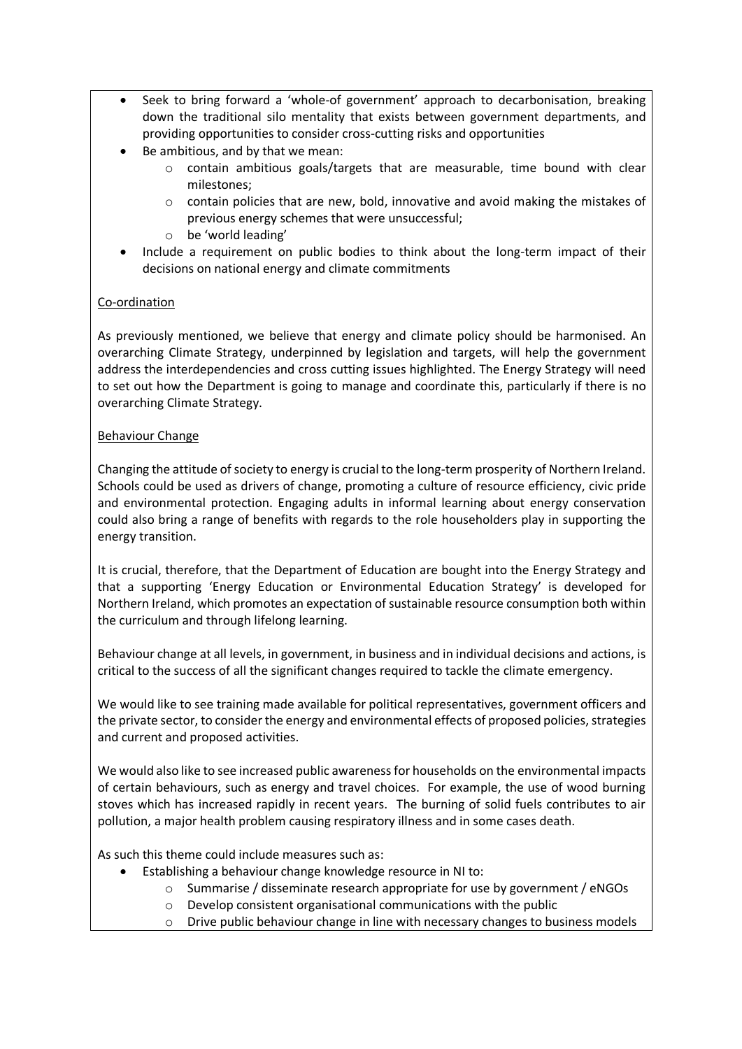- Seek to bring forward a 'whole-of government' approach to decarbonisation, breaking down the traditional silo mentality that exists between government departments, and providing opportunities to consider cross-cutting risks and opportunities
- Be ambitious, and by that we mean:
    - contain ambitious goals/targets that are measurable, time bound with clear milestones;
    - contain policies that are new, bold, innovative and avoid making the mistakes of previous energy schemes that were unsuccessful;
    - be 'world leading'
- Include a requirement on public bodies to think about the long-term impact of their decisions on national energy and climate commitments

<u>Co-ordination</u>

As previously mentioned, we believe that energy and climate policy should be harmonised. An overarching Climate Strategy, underpinned by legislation and targets, will help the government address the interdependencies and cross cutting issues highlighted. The Energy Strategy will need to set out how the Department is going to manage and coordinate this, particularly if there is no overarching Climate Strategy.

<u>Behaviour Change</u>

Changing the attitude of society to energy is crucial to the long-term prosperity of Northern Ireland. Schools could be used as drivers of change, promoting a culture of resource efficiency, civic pride and environmental protection. Engaging adults in informal learning about energy conservation could also bring a range of benefits with regards to the role householders play in supporting the energy transition.

It is crucial, therefore, that the Department of Education are bought into the Energy Strategy and that a supporting 'Energy Education or Environmental Education Strategy' is developed for Northern Ireland, which promotes an expectation of sustainable resource consumption both within the curriculum and through lifelong learning.

Behaviour change at all levels, in government, in business and in individual decisions and actions, is critical to the success of all the significant changes required to tackle the climate emergency.

We would like to see training made available for political representatives, government officers and the private sector, to consider the energy and environmental effects of proposed policies, strategies and current and proposed activities.

We would also like to see increased public awareness for households on the environmental impacts of certain behaviours, such as energy and travel choices. For example, the use of wood burning stoves which has increased rapidly in recent years. The burning of solid fuels contributes to air pollution, a major health problem causing respiratory illness and in some cases death.

As such this theme could include measures such as:

- Establishing a behaviour change knowledge resource in NI to:
    - Summarise / disseminate research appropriate for use by government / eNGOs
    - Develop consistent organisational communications with the public
    - Drive public behaviour change in line with necessary changes to business models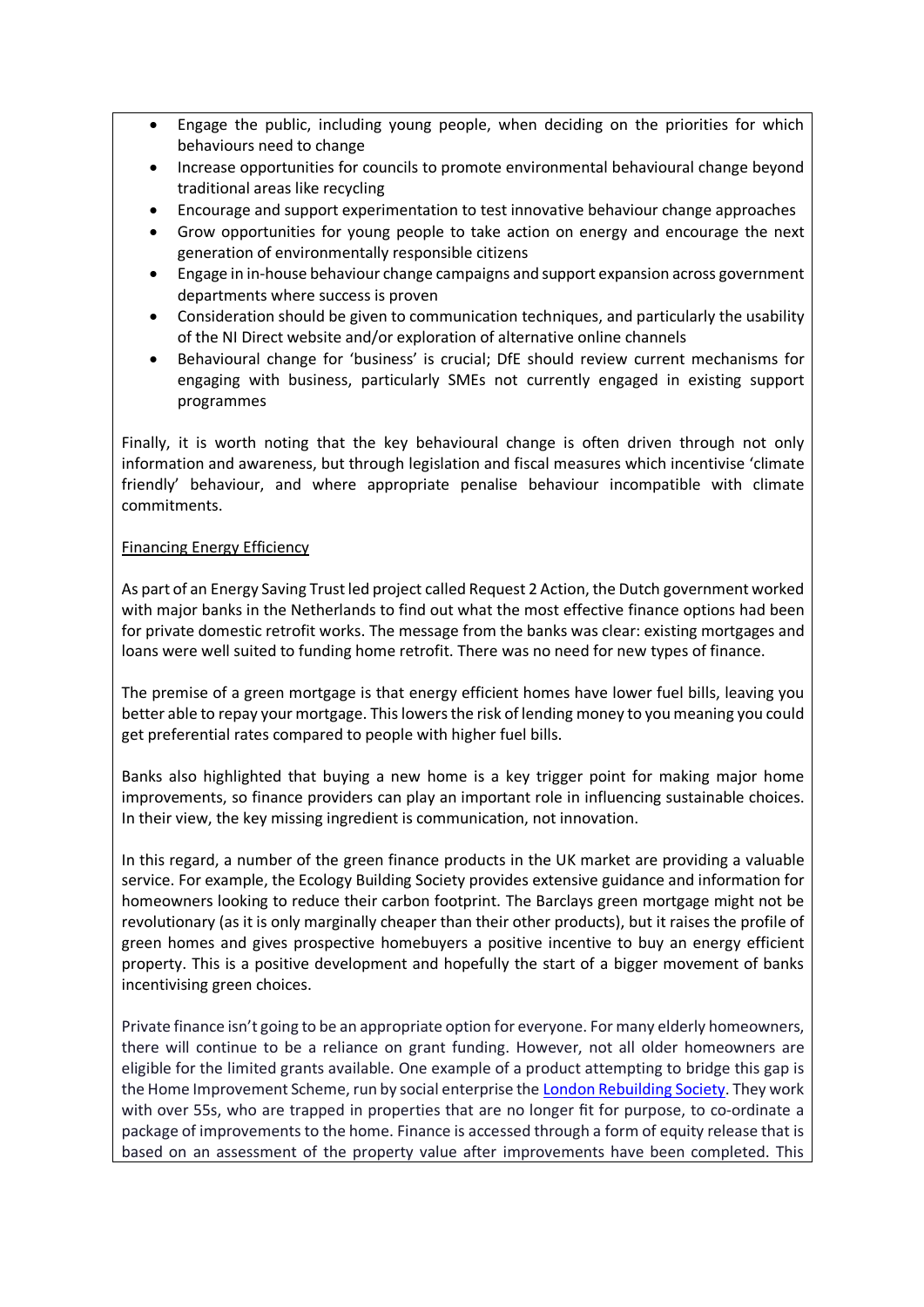- Engage the public, including young people, when deciding on the priorities for which behaviours need to change
- Increase opportunities for councils to promote environmental behavioural change beyond traditional areas like recycling
- Encourage and support experimentation to test innovative behaviour change approaches
- Grow opportunities for young people to take action on energy and encourage the next generation of environmentally responsible citizens
- Engage in in-house behaviour change campaigns and support expansion across government departments where success is proven
- Consideration should be given to communication techniques, and particularly the usability of the NI Direct website and/or exploration of alternative online channels
- Behavioural change for 'business' is crucial; DfE should review current mechanisms for engaging with business, particularly SMEs not currently engaged in existing support programmes

Finally, it is worth noting that the key behavioural change is often driven through not only information and awareness, but through legislation and fiscal measures which incentivise 'climate friendly' behaviour, and where appropriate penalise behaviour incompatible with climate commitments.

<u>Financing Energy Efficiency</u>

As part of an Energy Saving Trust led project called Request 2 Action, the Dutch government worked with major banks in the Netherlands to find out what the most effective finance options had been for private domestic retrofit works. The message from the banks was clear: existing mortgages and loans were well suited to funding home retrofit. There was no need for new types of finance.

The premise of a green mortgage is that energy efficient homes have lower fuel bills, leaving you better able to repay your mortgage. This lowers the risk of lending money to you meaning you could get preferential rates compared to people with higher fuel bills.

Banks also highlighted that buying a new home is a key trigger point for making major home improvements, so finance providers can play an important role in influencing sustainable choices. In their view, the key missing ingredient is communication, not innovation.

In this regard, a number of the green finance products in the UK market are providing a valuable service. For example, the Ecology Building Society provides extensive guidance and information for homeowners looking to reduce their carbon footprint. The Barclays green mortgage might not be revolutionary (as it is only marginally cheaper than their other products), but it raises the profile of green homes and gives prospective homebuyers a positive incentive to buy an energy efficient property. This is a positive development and hopefully the start of a bigger movement of banks incentivising green choices.

Private finance isn't going to be an appropriate option for everyone. For many elderly homeowners, there will continue to be a reliance on grant funding. However, not all older homeowners are eligible for the limited grants available. One example of a product attempting to bridge this gap is the Home Improvement Scheme, run by social enterprise the London Rebuilding Society. They work with over 55s, who are trapped in properties that are no longer fit for purpose, to co-ordinate a package of improvements to the home. Finance is accessed through a form of equity release that is based on an assessment of the property value after improvements have been completed. This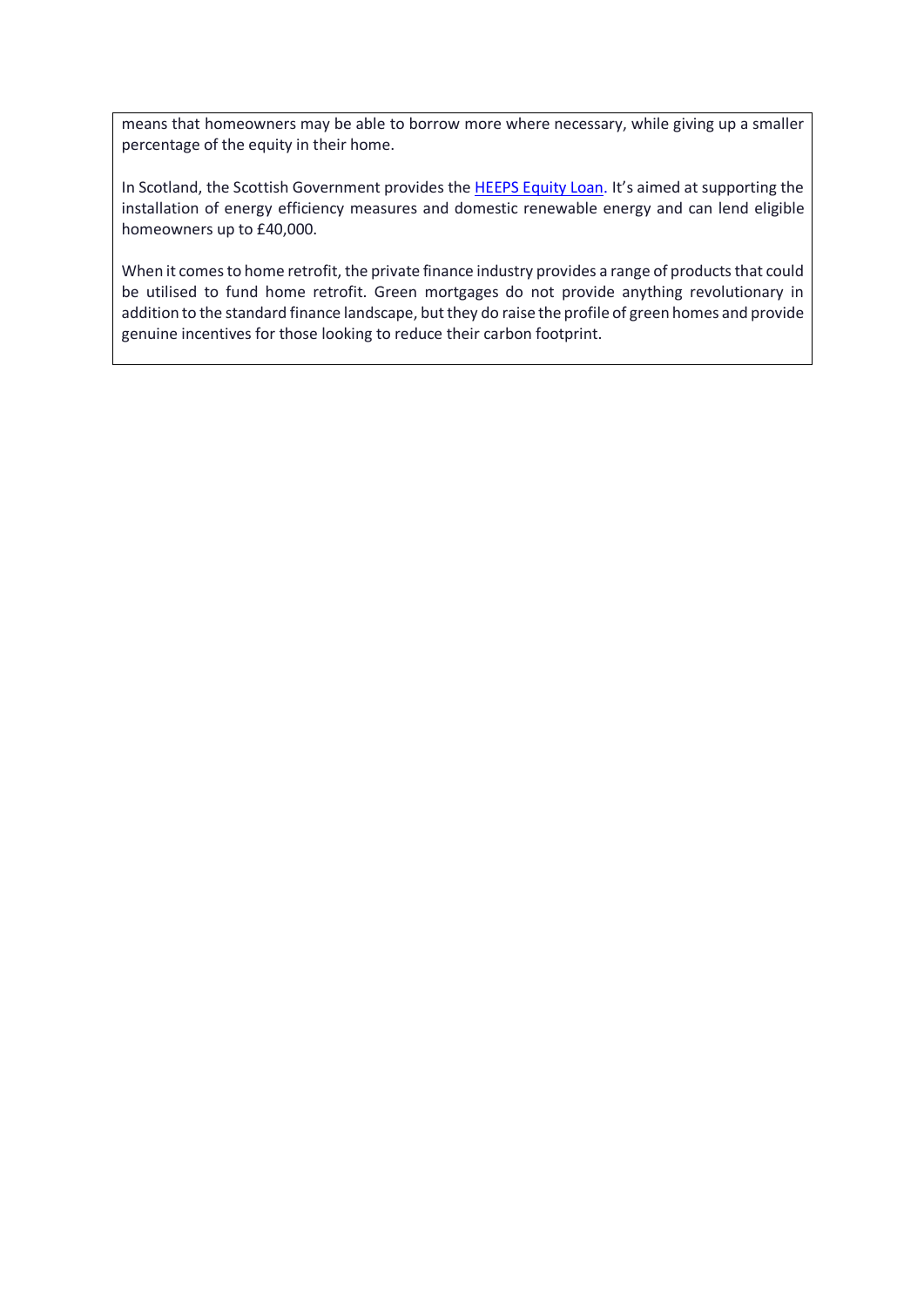means that homeowners may be able to borrow more where necessary, while giving up a smaller percentage of the equity in their home.

In Scotland, the Scottish Government provides the HEEPS Equity Loan. It's aimed at supporting the installation of energy efficiency measures and domestic renewable energy and can lend eligible homeowners up to £40,000.

When it comes to home retrofit, the private finance industry provides a range of products that could be utilised to fund home retrofit. Green mortgages do not provide anything revolutionary in addition to the standard finance landscape, but they do raise the profile of green homes and provide genuine incentives for those looking to reduce their carbon footprint.